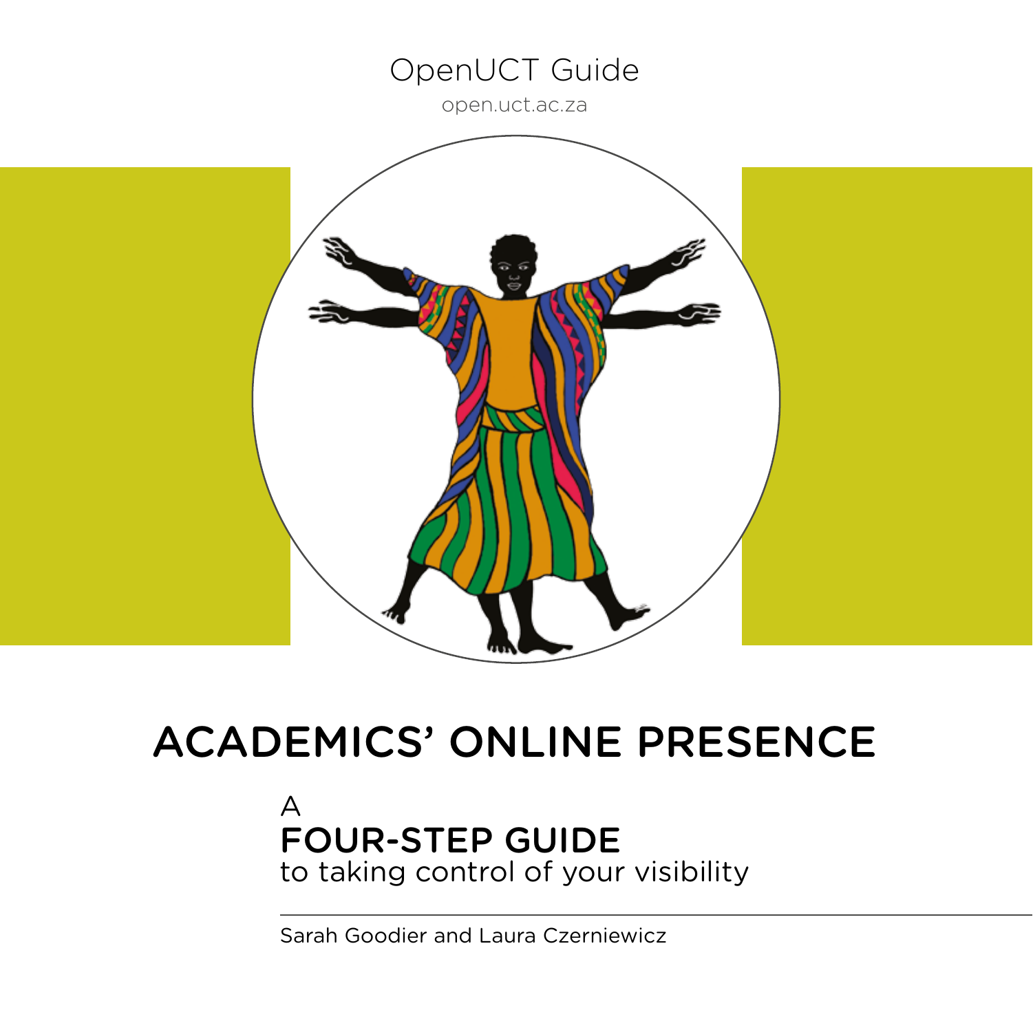OpenUCT Guide

open.uct.ac.za

# ACADEMICS' ONLINE PRESENCE

## A FOUR-STEP GUIDE to taking control of your visibility

Sarah Goodier and Laura Czerniewicz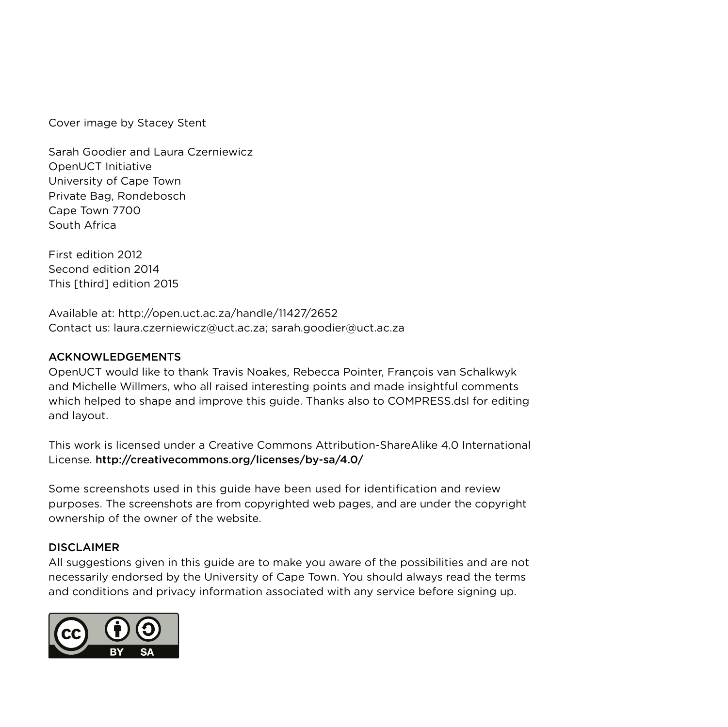Cover image by Stacey Stent

Sarah Goodier and Laura Czerniewicz
OpenUCT Initiative
University of Cape Town
Private Bag, Rondebosch
Cape Town 7700
South Africa

First edition 2012
Second edition 2014
This [third] edition 2015

Available at: http://open.uct.ac.za/handle/11427/2652
Contact us: laura.czerniewicz@uct.ac.za; sarah.goodier@uct.ac.za

## ACKNOWLEDGEMENTS

OpenUCT would like to thank Travis Noakes, Rebecca Pointer, François van Schalkwyk and Michelle Willmers, who all raised interesting points and made insightful comments which helped to shape and improve this guide. Thanks also to COMPRESS.dsl for editing and layout.

This work is licensed under a Creative Commons Attribution-ShareAlike 4.0 International License. http://creativecommons.org/licenses/by-sa/4.0/

Some screenshots used in this guide have been used for identification and review purposes. The screenshots are from copyrighted web pages, and are under the copyright ownership of the owner of the website.

## DISCLAIMER

All suggestions given in this guide are to make you aware of the possibilities and are not necessarily endorsed by the University of Cape Town. You should always read the terms and conditions and privacy information associated with any service before signing up.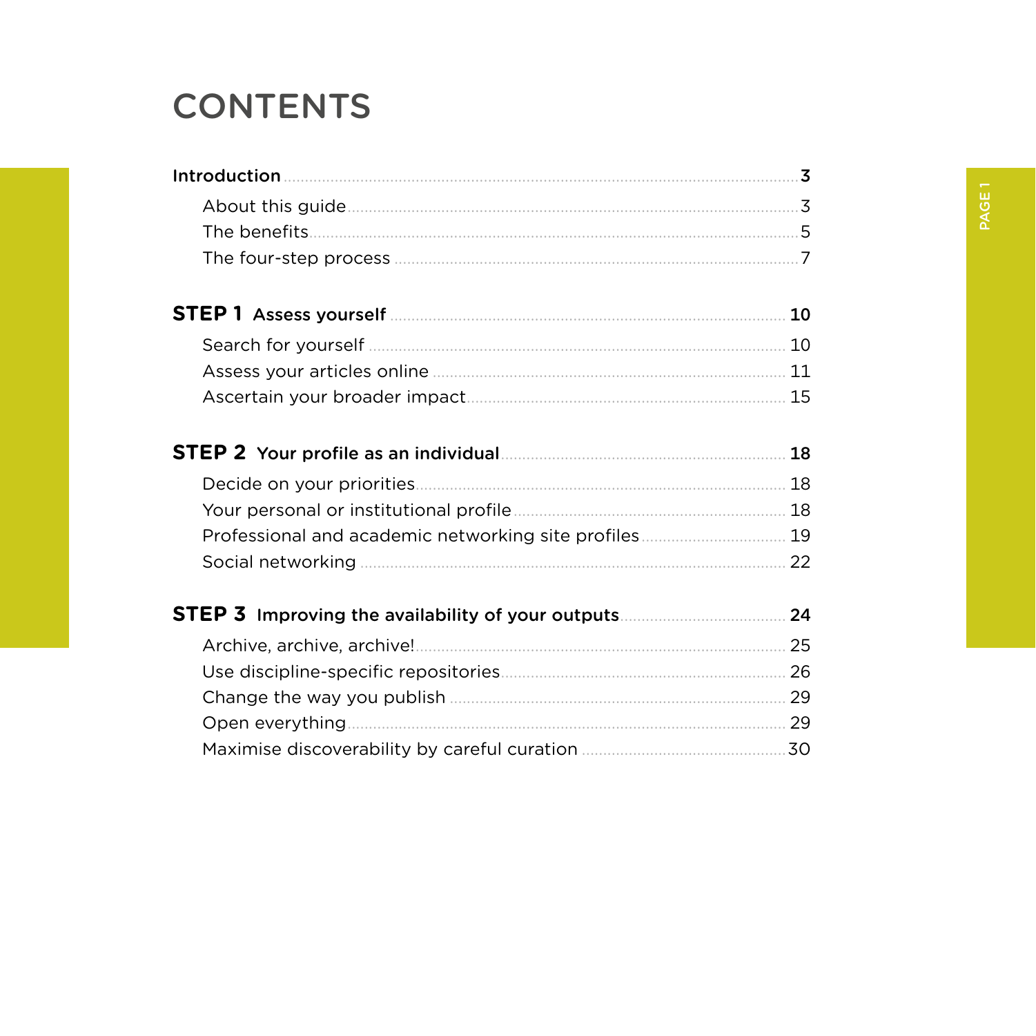# CONTENTS

**Introduction** ... **3**

- About this guide ... 3
- The benefits ... 5
- The four-step process ... 7

**STEP 1 Assess yourself** ... **10**

- Search for yourself ... 10
- Assess your articles online ... 11
- Ascertain your broader impact ... 15

**STEP 2 Your profile as an individual** ... **18**

- Decide on your priorities ... 18
- Your personal or institutional profile ... 18
- Professional and academic networking site profiles ... 19
- Social networking ... 22

**STEP 3 Improving the availability of your outputs** ... **24**

- Archive, archive, archive! ... 25
- Use discipline-specific repositories ... 26
- Change the way you publish ... 29
- Open everything ... 29
- Maximise discoverability by careful curation ... 30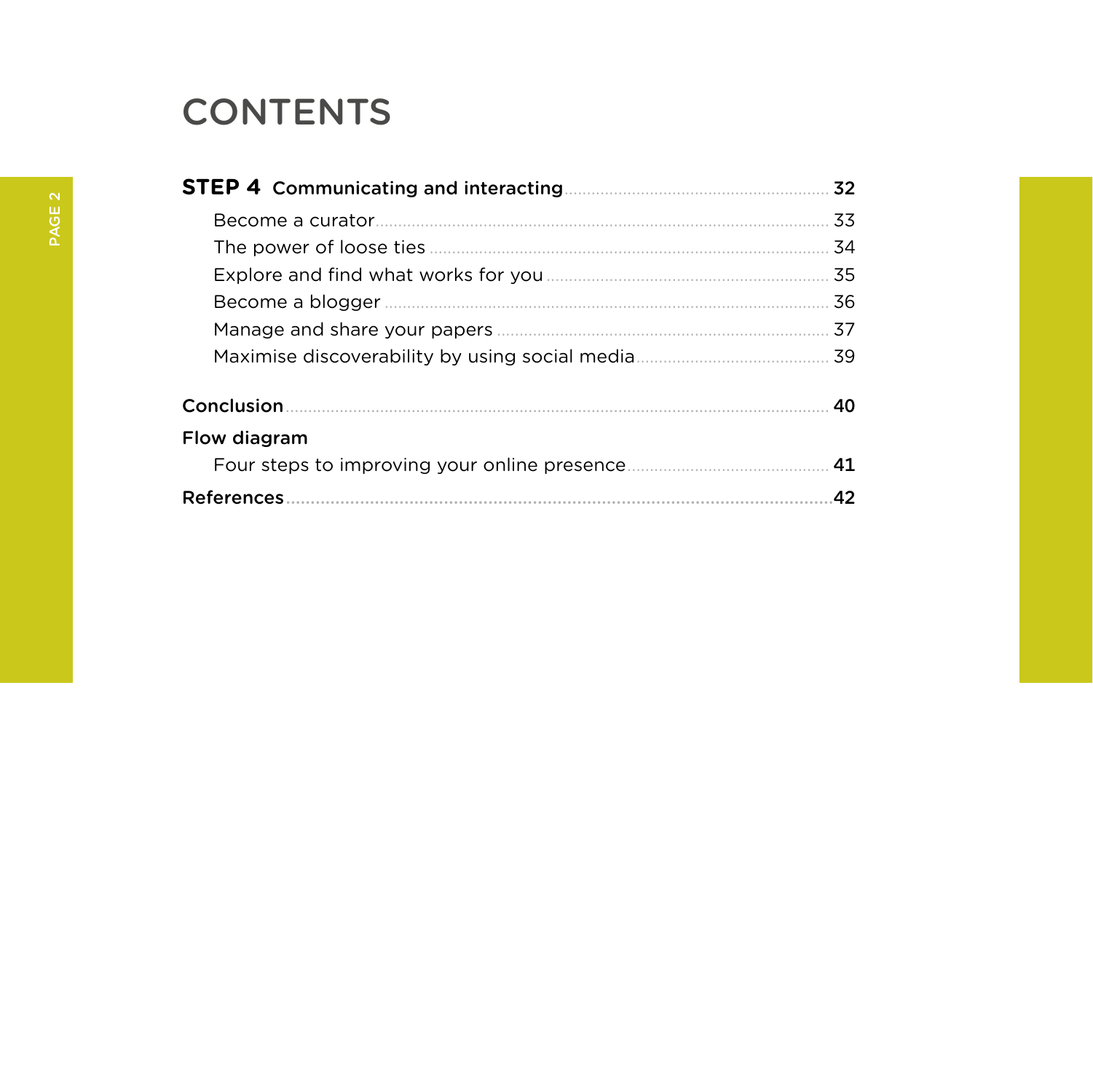# CONTENTS

**STEP 4 Communicating and interacting** .......... **32**

- Become a curator .......... 33
- The power of loose ties .......... 34
- Explore and find what works for you .......... 35
- Become a blogger .......... 36
- Manage and share your papers .......... 37
- Maximise discoverability by using social media .......... 39

**Conclusion** .......... **40**

**Flow diagram**

- Four steps to improving your online presence .......... **41**

**References** .......... **42**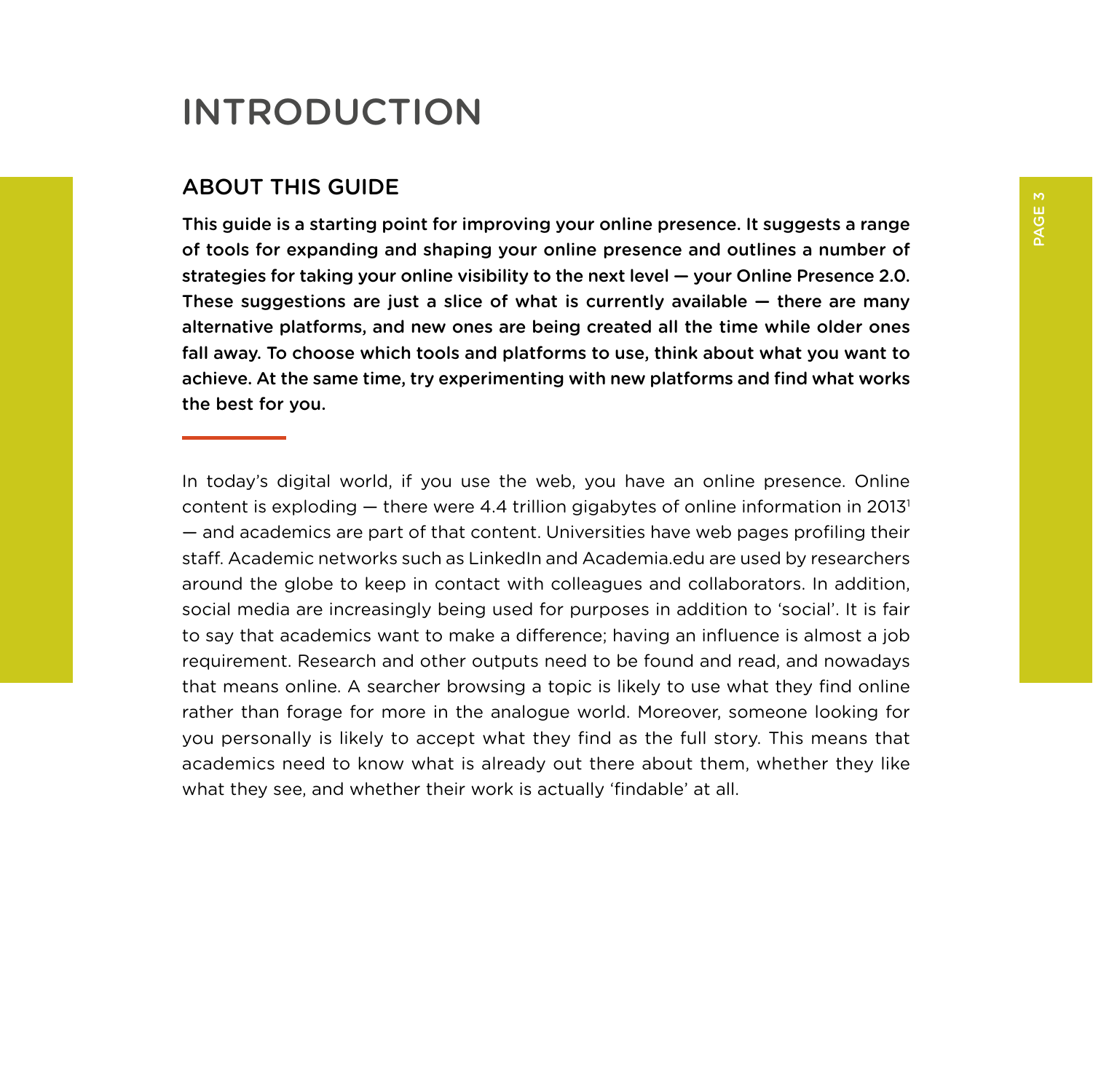# INTRODUCTION

## ABOUT THIS GUIDE

**This guide is a starting point for improving your online presence. It suggests a range of tools for expanding and shaping your online presence and outlines a number of strategies for taking your online visibility to the next level — your Online Presence 2.0. These suggestions are just a slice of what is currently available — there are many alternative platforms, and new ones are being created all the time while older ones fall away. To choose which tools and platforms to use, think about what you want to achieve. At the same time, try experimenting with new platforms and find what works the best for you.**

In today's digital world, if you use the web, you have an online presence. Online content is exploding — there were 4.4 trillion gigabytes of online information in 2013[1] — and academics are part of that content. Universities have web pages profiling their staff. Academic networks such as LinkedIn and Academia.edu are used by researchers around the globe to keep in contact with colleagues and collaborators. In addition, social media are increasingly being used for purposes in addition to 'social'. It is fair to say that academics want to make a difference; having an influence is almost a job requirement. Research and other outputs need to be found and read, and nowadays that means online. A searcher browsing a topic is likely to use what they find online rather than forage for more in the analogue world. Moreover, someone looking for you personally is likely to accept what they find as the full story. This means that academics need to know what is already out there about them, whether they like what they see, and whether their work is actually 'findable' at all.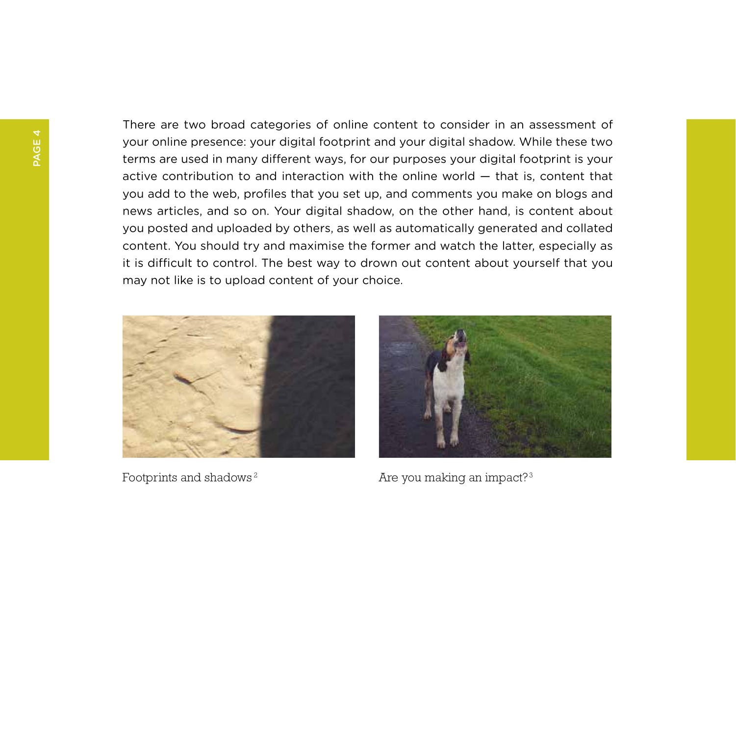There are two broad categories of online content to consider in an assessment of your online presence: your digital footprint and your digital shadow. While these two terms are used in many different ways, for our purposes your digital footprint is your active contribution to and interaction with the online world — that is, content that you add to the web, profiles that you set up, and comments you make on blogs and news articles, and so on. Your digital shadow, on the other hand, is content about you posted and uploaded by others, as well as automatically generated and collated content. You should try and maximise the former and watch the latter, especially as it is difficult to control. The best way to drown out content about yourself that you may not like is to upload content of your choice.

Footprints and shadows [2]

Are you making an impact? [3]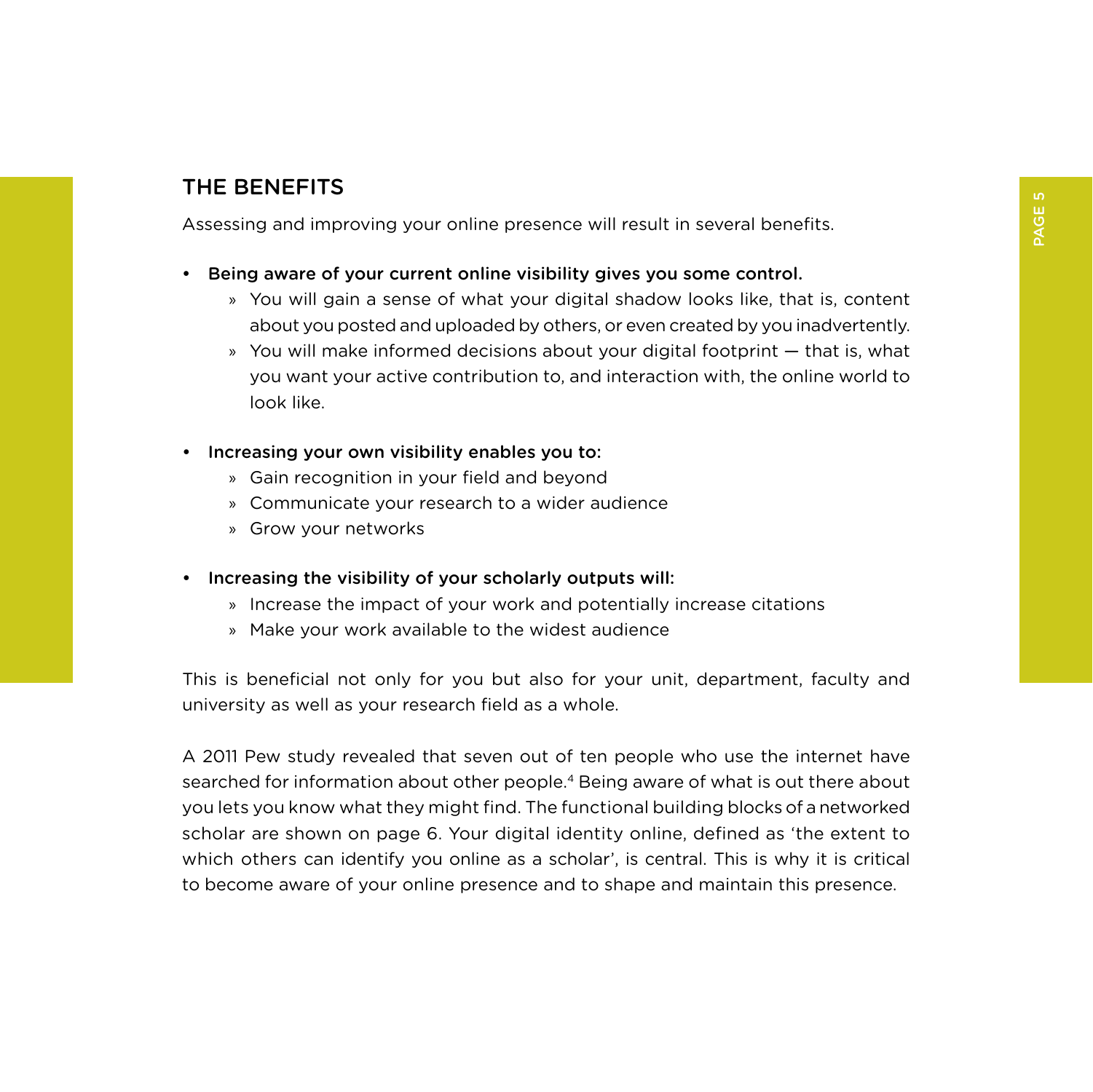## THE BENEFITS

Assessing and improving your online presence will result in several benefits.

- **Being aware of your current online visibility gives you some control.**
  - You will gain a sense of what your digital shadow looks like, that is, content about you posted and uploaded by others, or even created by you inadvertently.
  - You will make informed decisions about your digital footprint — that is, what you want your active contribution to, and interaction with, the online world to look like.

- **Increasing your own visibility enables you to:**
  - Gain recognition in your field and beyond
  - Communicate your research to a wider audience
  - Grow your networks

- **Increasing the visibility of your scholarly outputs will:**
  - Increase the impact of your work and potentially increase citations
  - Make your work available to the widest audience

This is beneficial not only for you but also for your unit, department, faculty and university as well as your research field as a whole.

A 2011 Pew study revealed that seven out of ten people who use the internet have searched for information about other people.[4] Being aware of what is out there about you lets you know what they might find. The functional building blocks of a networked scholar are shown on page 6. Your digital identity online, defined as 'the extent to which others can identify you online as a scholar', is central. This is why it is critical to become aware of your online presence and to shape and maintain this presence.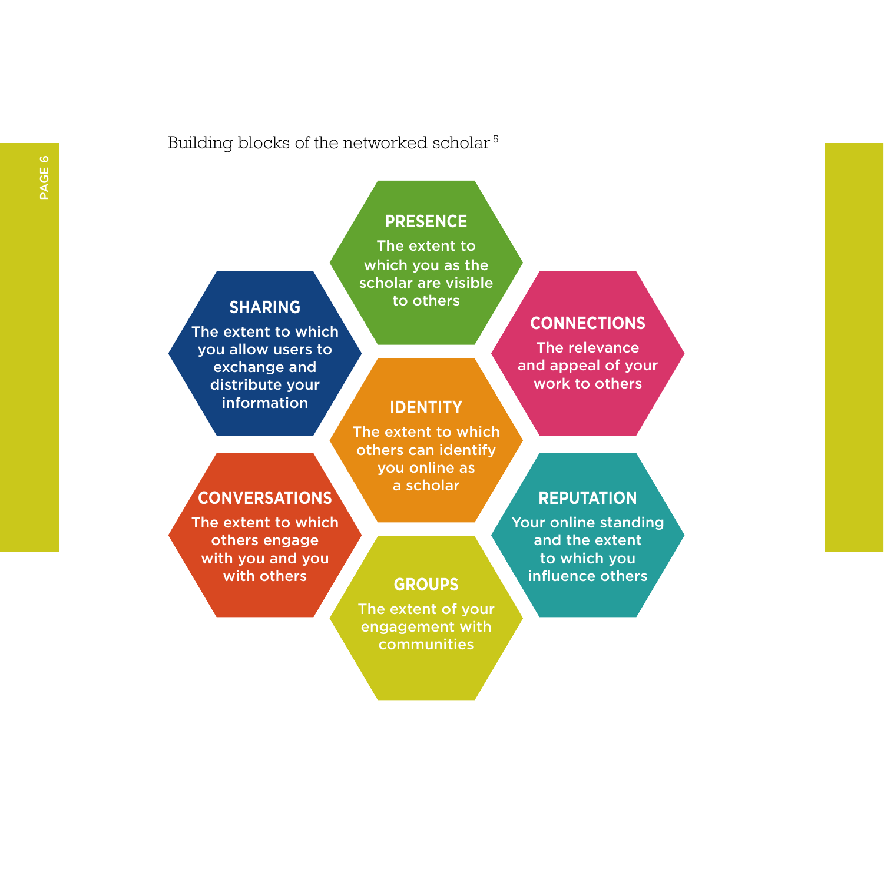Building blocks of the networked scholar [5]

**PRESENCE**
The extent to which you as the scholar are visible to others

**SHARING**
The extent to which you allow users to exchange and distribute your information

**CONNECTIONS**
The relevance and appeal of your work to others

**IDENTITY**
The extent to which others can identify you online as a scholar

**CONVERSATIONS**
The extent to which others engage with you and you with others

**REPUTATION**
Your online standing and the extent to which you influence others

**GROUPS**
The extent of your engagement with communities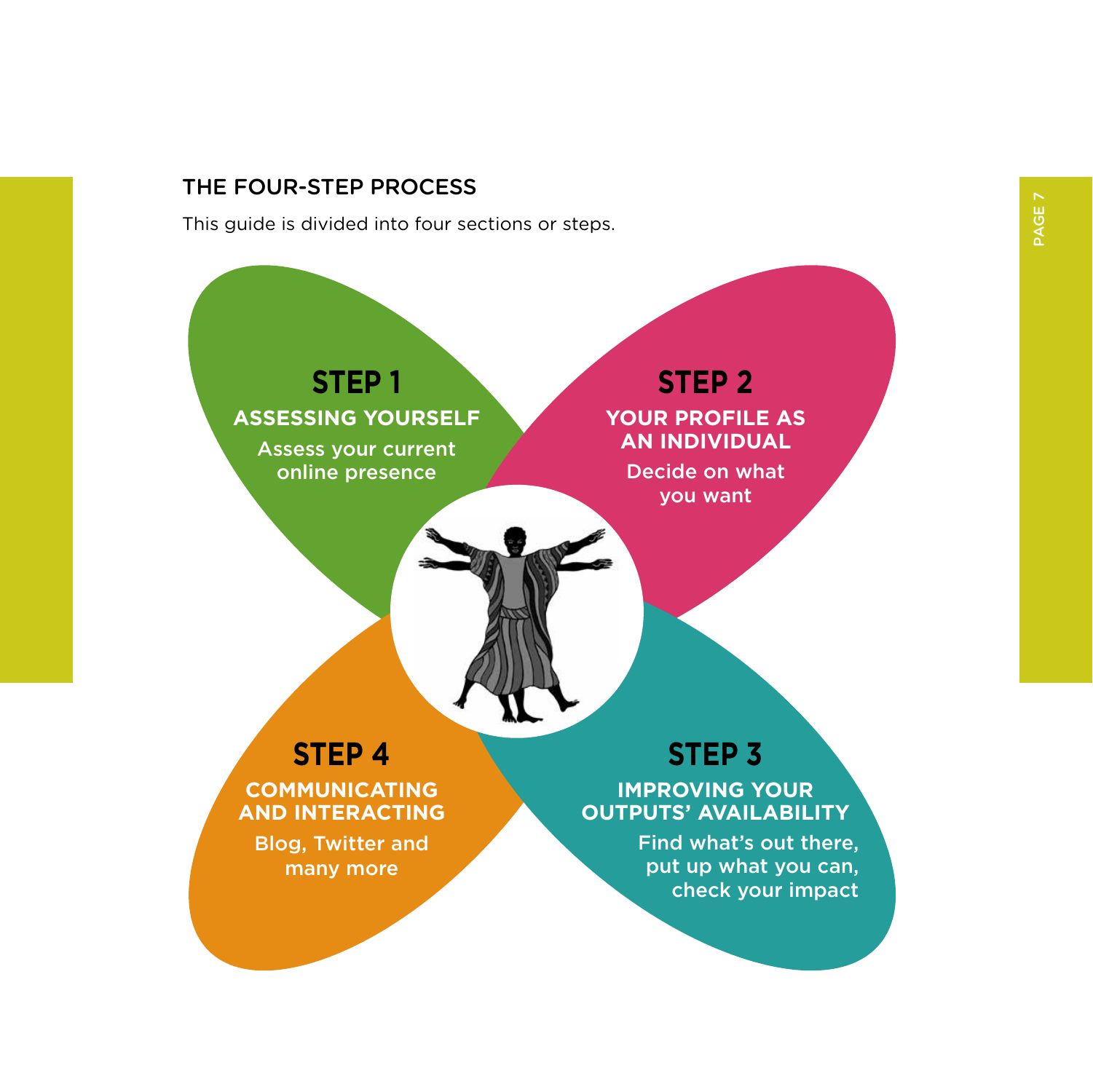## THE FOUR-STEP PROCESS

This guide is divided into four sections or steps.

### STEP 1

**ASSESSING YOURSELF**

Assess your current online presence

### STEP 2

**YOUR PROFILE AS AN INDIVIDUAL**

Decide on what you want

### STEP 3

**IMPROVING YOUR OUTPUTS' AVAILABILITY**

Find what's out there, put up what you can, check your impact

### STEP 4

**COMMUNICATING AND INTERACTING**

Blog, Twitter and many more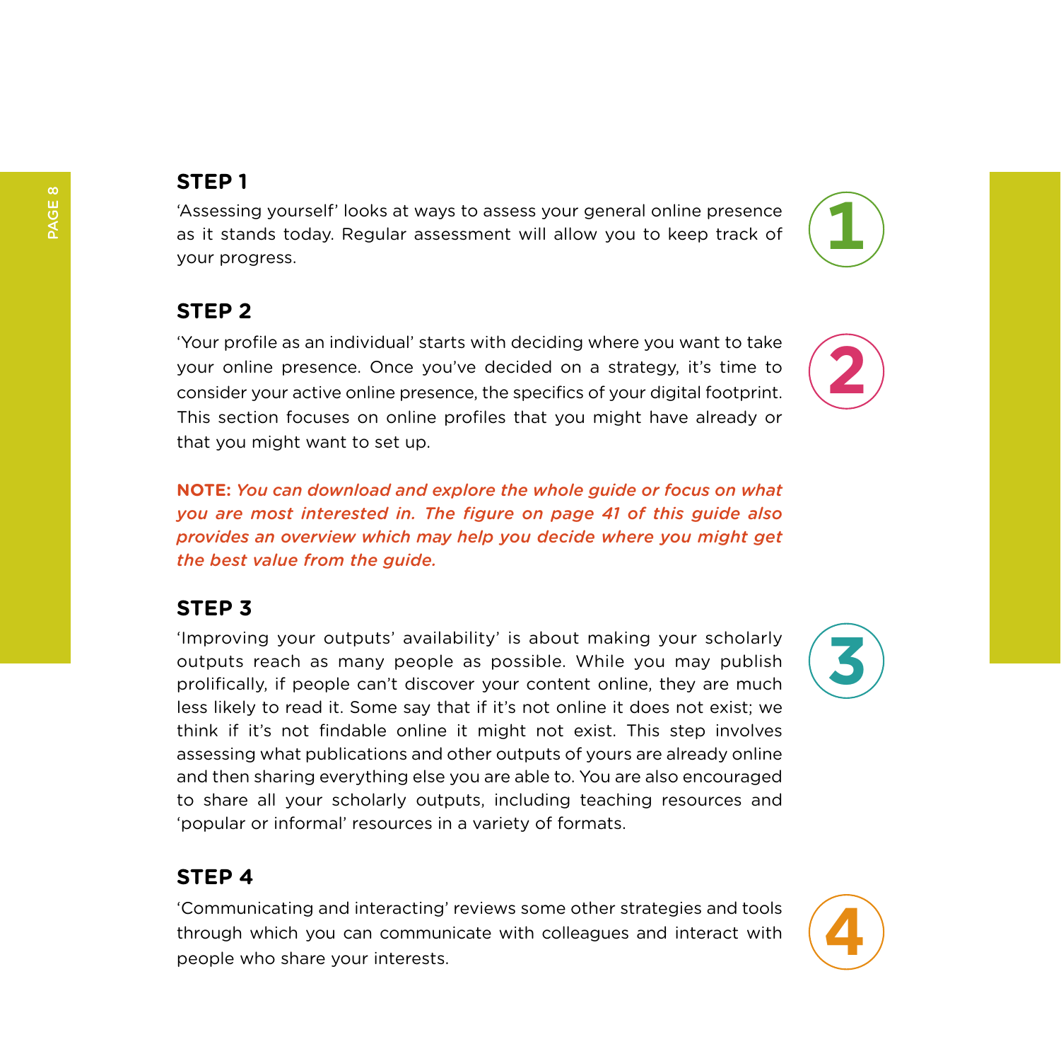## STEP 1

'Assessing yourself' looks at ways to assess your general online presence as it stands today. Regular assessment will allow you to keep track of your progress.

## STEP 2

'Your profile as an individual' starts with deciding where you want to take your online presence. Once you've decided on a strategy, it's time to consider your active online presence, the specifics of your digital footprint. This section focuses on online profiles that you might have already or that you might want to set up.

**NOTE:** *You can download and explore the whole guide or focus on what you are most interested in. The figure on page 41 of this guide also provides an overview which may help you decide where you might get the best value from the guide.*

## STEP 3

'Improving your outputs' availability' is about making your scholarly outputs reach as many people as possible. While you may publish prolifically, if people can't discover your content online, they are much less likely to read it. Some say that if it's not online it does not exist; we think if it's not findable online it might not exist. This step involves assessing what publications and other outputs of yours are already online and then sharing everything else you are able to. You are also encouraged to share all your scholarly outputs, including teaching resources and 'popular or informal' resources in a variety of formats.

## STEP 4

'Communicating and interacting' reviews some other strategies and tools through which you can communicate with colleagues and interact with people who share your interests.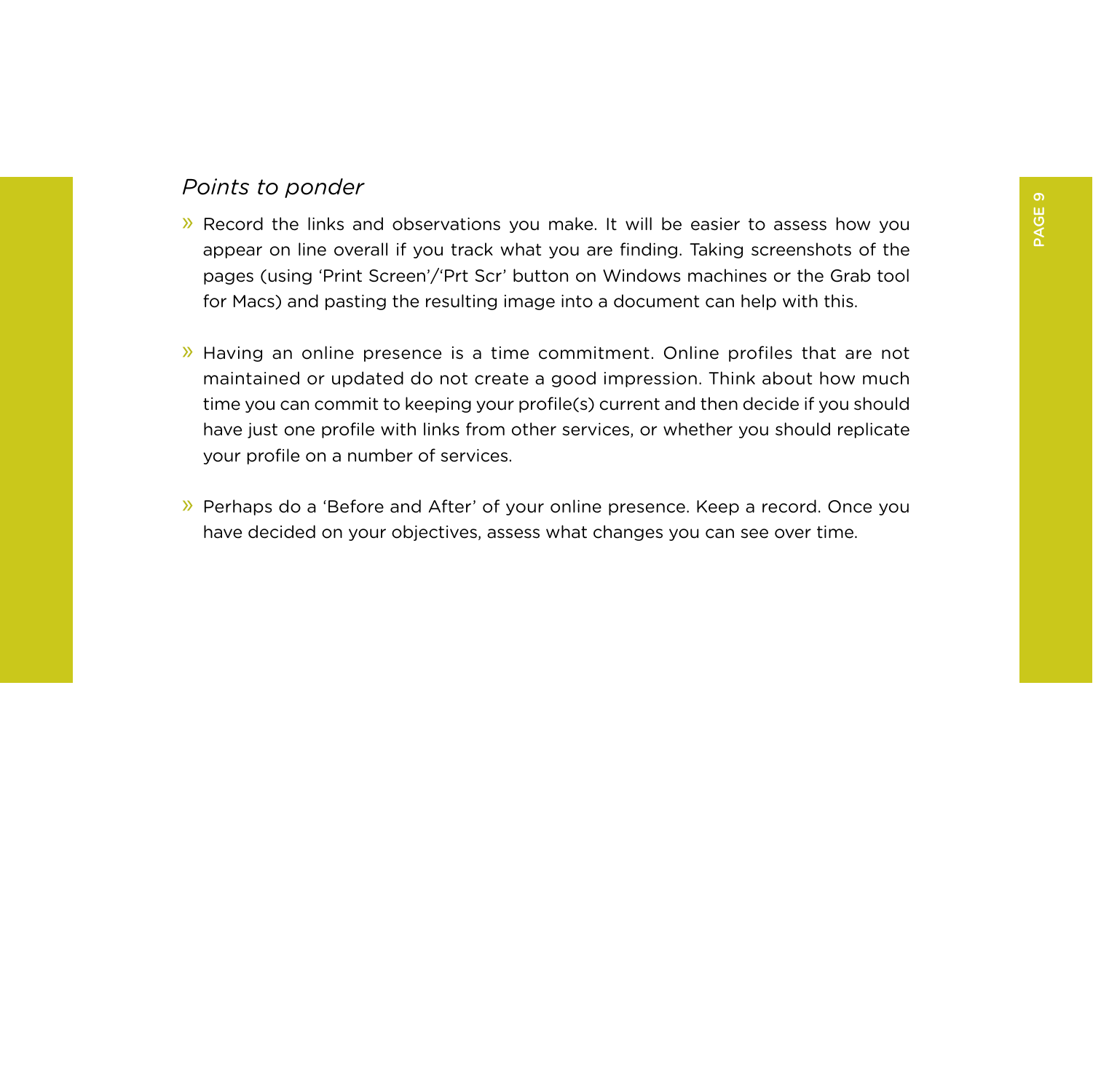*Points to ponder*

- Record the links and observations you make. It will be easier to assess how you appear on line overall if you track what you are finding. Taking screenshots of the pages (using 'Print Screen'/'Prt Scr' button on Windows machines or the Grab tool for Macs) and pasting the resulting image into a document can help with this.

- Having an online presence is a time commitment. Online profiles that are not maintained or updated do not create a good impression. Think about how much time you can commit to keeping your profile(s) current and then decide if you should have just one profile with links from other services, or whether you should replicate your profile on a number of services.

- Perhaps do a 'Before and After' of your online presence. Keep a record. Once you have decided on your objectives, assess what changes you can see over time.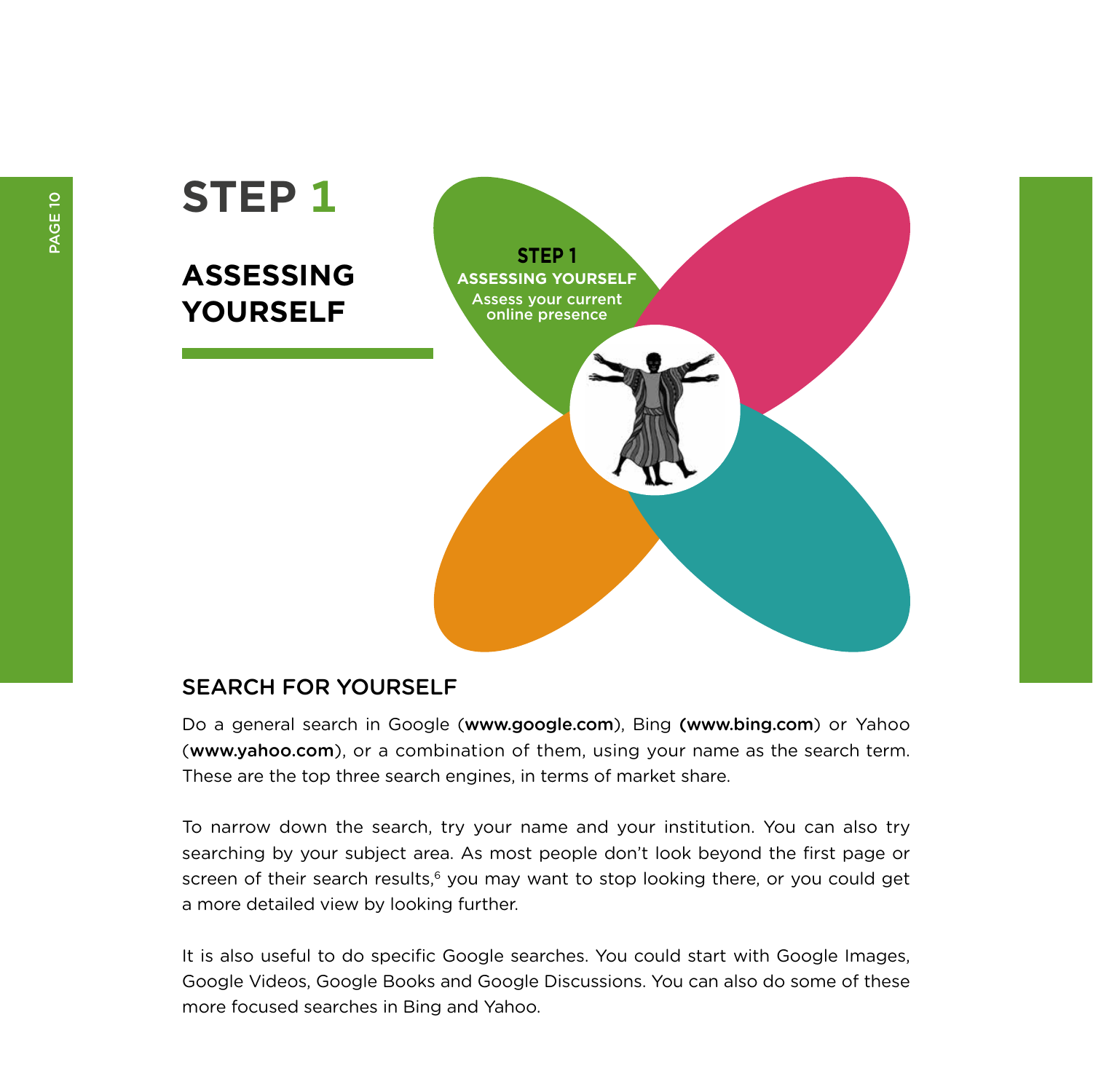# STEP 1

## ASSESSING YOURSELF

**STEP 1**
**ASSESSING YOURSELF**
Assess your current online presence

### SEARCH FOR YOURSELF

Do a general search in Google (**www.google.com**), Bing (**www.bing.com**) or Yahoo (**www.yahoo.com**), or a combination of them, using your name as the search term. These are the top three search engines, in terms of market share.

To narrow down the search, try your name and your institution. You can also try searching by your subject area. As most people don't look beyond the first page or screen of their search results,[6] you may want to stop looking there, or you could get a more detailed view by looking further.

It is also useful to do specific Google searches. You could start with Google Images, Google Videos, Google Books and Google Discussions. You can also do some of these more focused searches in Bing and Yahoo.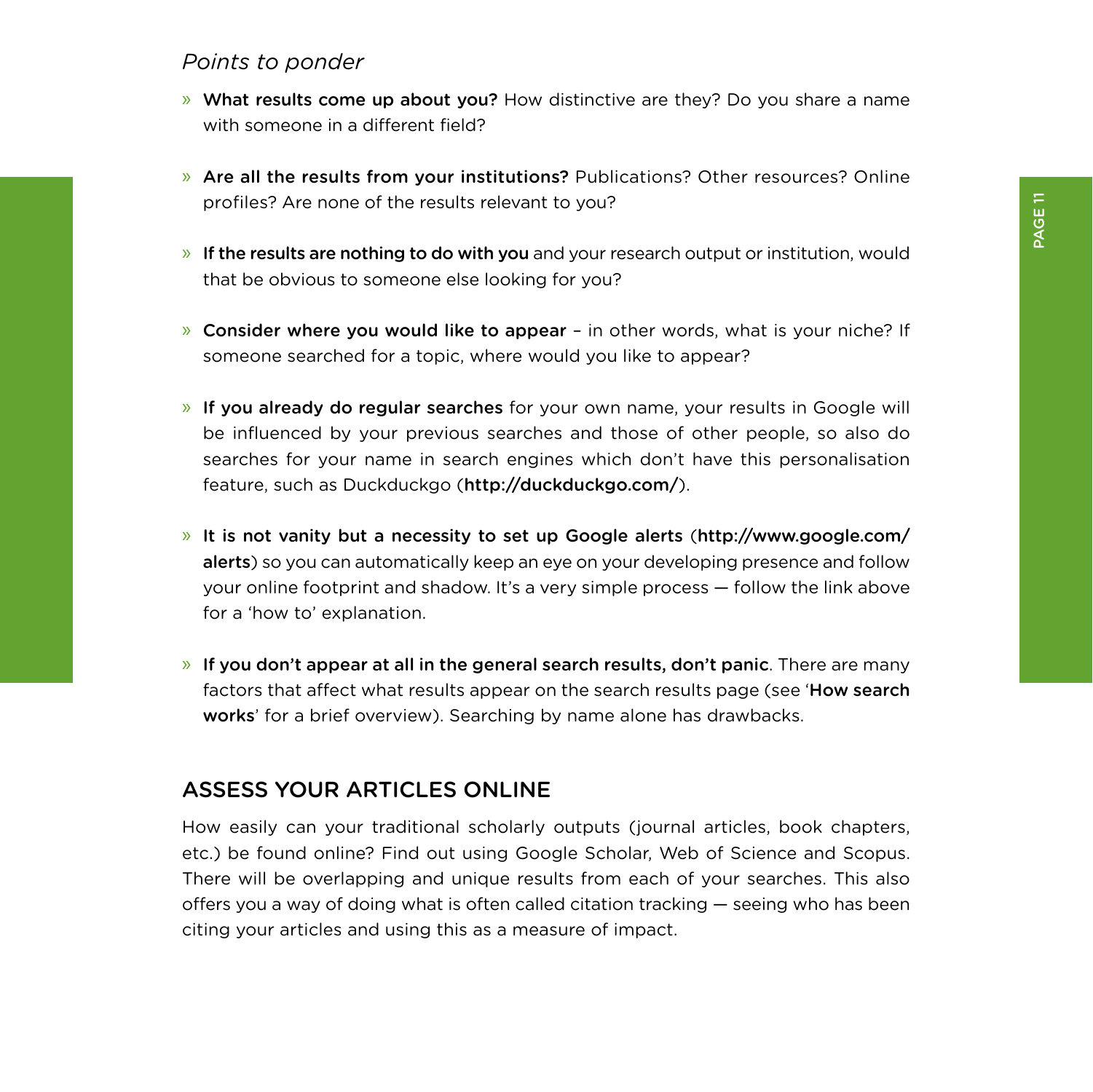*Points to ponder*

- **What results come up about you?** How distinctive are they? Do you share a name with someone in a different field?
- **Are all the results from your institutions?** Publications? Other resources? Online profiles? Are none of the results relevant to you?
- **If the results are nothing to do with you** and your research output or institution, would that be obvious to someone else looking for you?
- **Consider where you would like to appear** – in other words, what is your niche? If someone searched for a topic, where would you like to appear?
- **If you already do regular searches** for your own name, your results in Google will be influenced by your previous searches and those of other people, so also do searches for your name in search engines which don't have this personalisation feature, such as Duckduckgo (**http://duckduckgo.com/**).
- **It is not vanity but a necessity to set up Google alerts** (**http://www.google.com/alerts**) so you can automatically keep an eye on your developing presence and follow your online footprint and shadow. It's a very simple process — follow the link above for a 'how to' explanation.
- **If you don't appear at all in the general search results, don't panic**. There are many factors that affect what results appear on the search results page (see '**How search works**' for a brief overview). Searching by name alone has drawbacks.

## ASSESS YOUR ARTICLES ONLINE

How easily can your traditional scholarly outputs (journal articles, book chapters, etc.) be found online? Find out using Google Scholar, Web of Science and Scopus. There will be overlapping and unique results from each of your searches. This also offers you a way of doing what is often called citation tracking — seeing who has been citing your articles and using this as a measure of impact.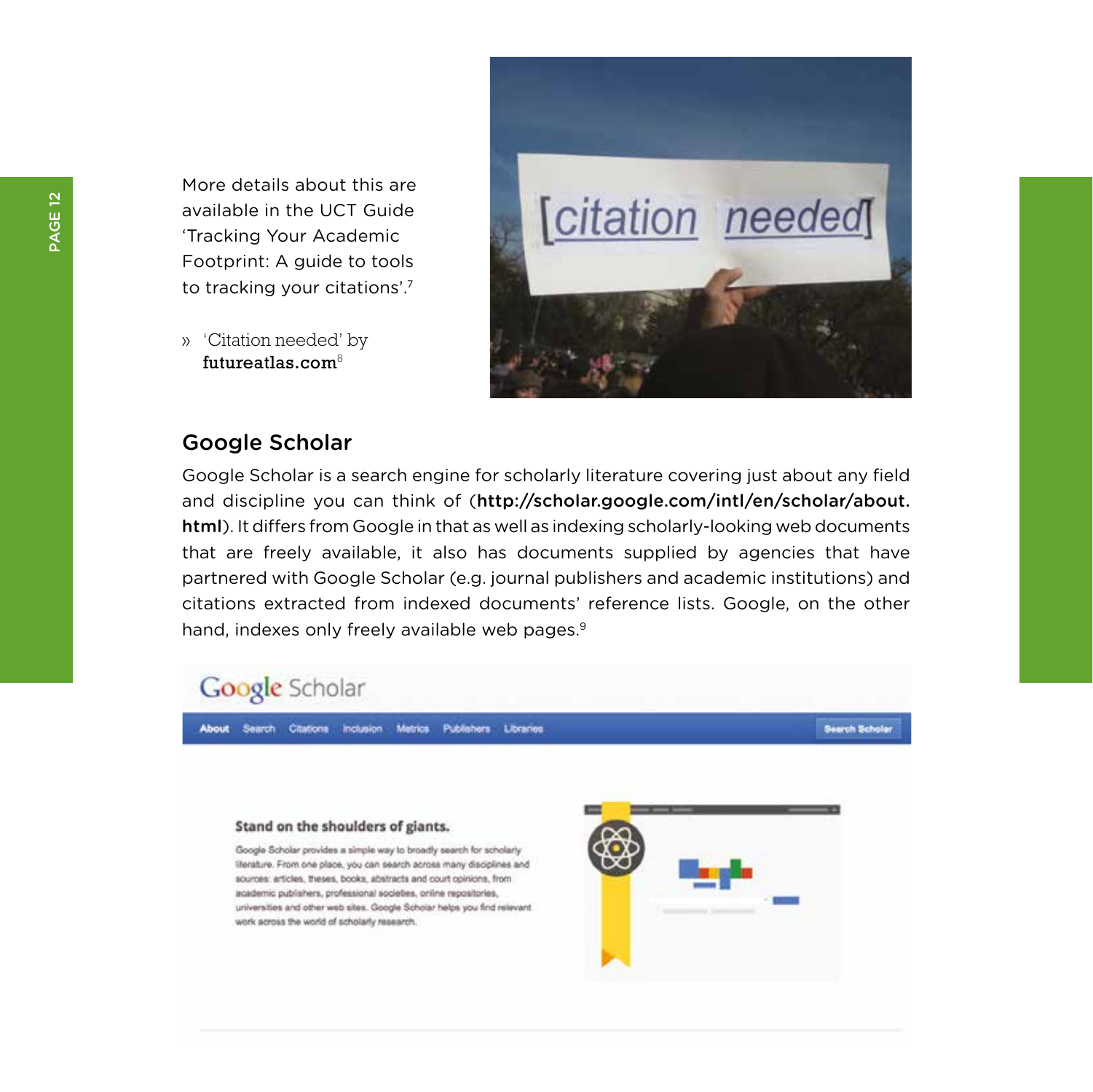More details about this are available in the UCT Guide 'Tracking Your Academic Footprint: A guide to tools to tracking your citations'.[7]

» 'Citation needed' by **futureatlas.com**[8]

## Google Scholar

Google Scholar is a search engine for scholarly literature covering just about any field and discipline you can think of (**http://scholar.google.com/intl/en/scholar/about.html**). It differs from Google in that as well as indexing scholarly-looking web documents that are freely available, it also has documents supplied by agencies that have partnered with Google Scholar (e.g. journal publishers and academic institutions) and citations extracted from indexed documents' reference lists. Google, on the other hand, indexes only freely available web pages.[9]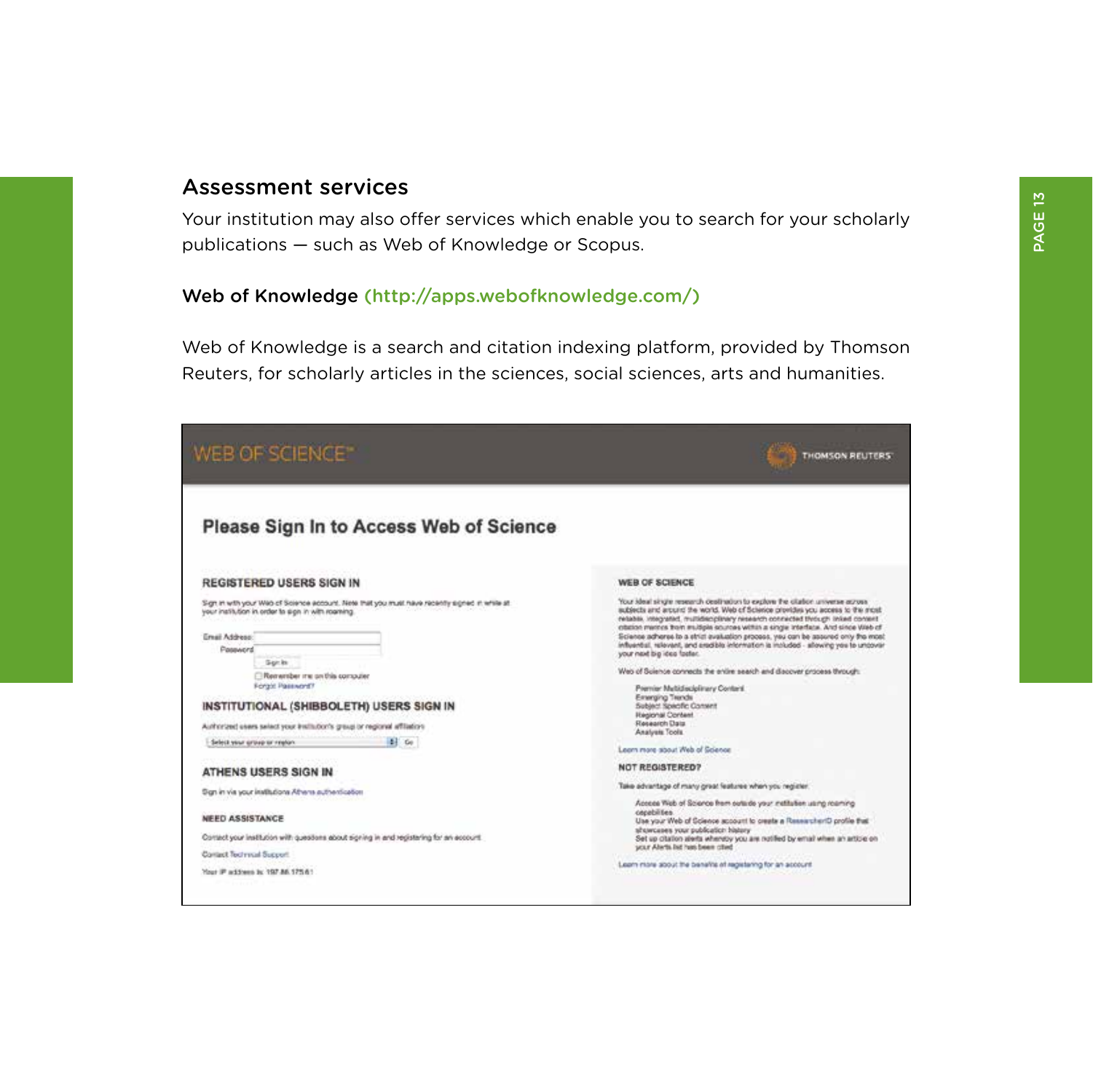## Assessment services

Your institution may also offer services which enable you to search for your scholarly publications — such as Web of Knowledge or Scopus.

### Web of Knowledge (http://apps.webofknowledge.com/)

Web of Knowledge is a search and citation indexing platform, provided by Thomson Reuters, for scholarly articles in the sciences, social sciences, arts and humanities.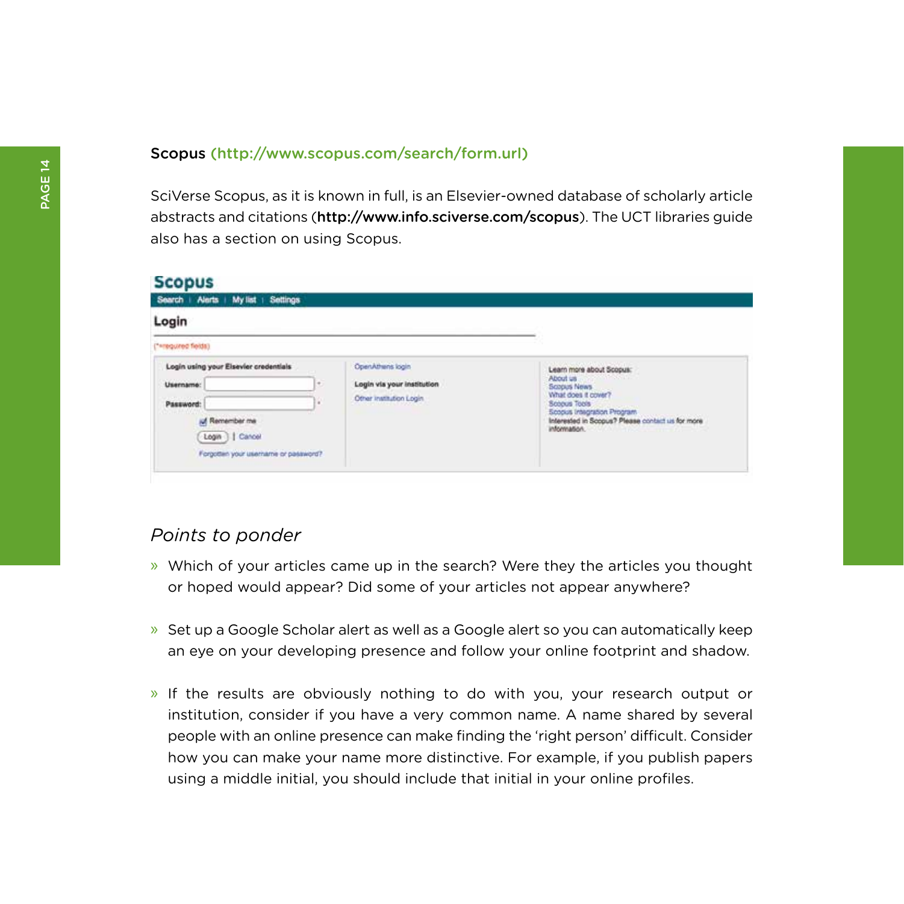**Scopus** (http://www.scopus.com/search/form.url)

SciVerse Scopus, as it is known in full, is an Elsevier-owned database of scholarly article abstracts and citations (**http://www.info.sciverse.com/scopus**). The UCT libraries guide also has a section on using Scopus.

### *Points to ponder*

- Which of your articles came up in the search? Were they the articles you thought or hoped would appear? Did some of your articles not appear anywhere?
- Set up a Google Scholar alert as well as a Google alert so you can automatically keep an eye on your developing presence and follow your online footprint and shadow.
- If the results are obviously nothing to do with you, your research output or institution, consider if you have a very common name. A name shared by several people with an online presence can make finding the 'right person' difficult. Consider how you can make your name more distinctive. For example, if you publish papers using a middle initial, you should include that initial in your online profiles.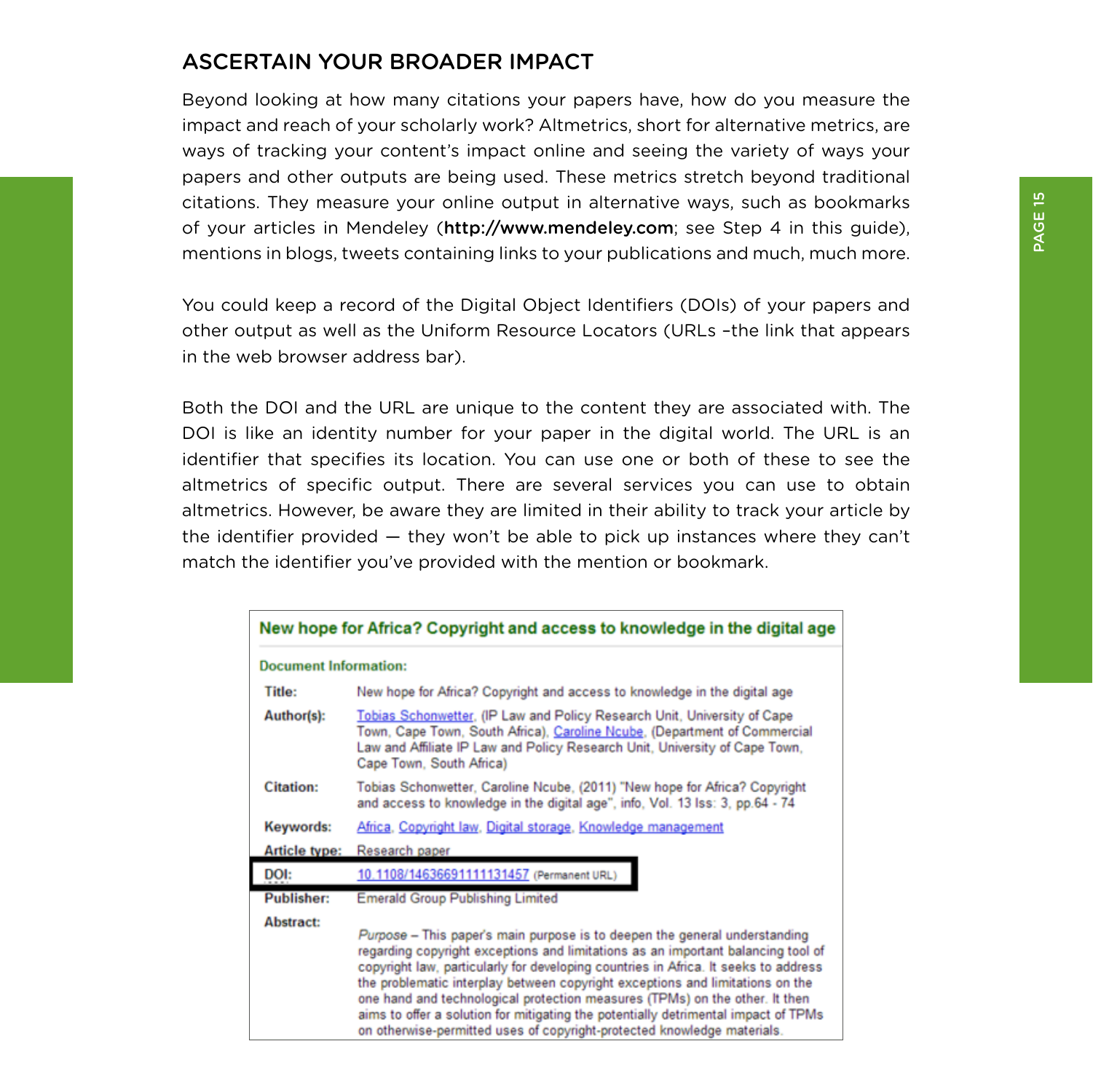## ASCERTAIN YOUR BROADER IMPACT

Beyond looking at how many citations your papers have, how do you measure the impact and reach of your scholarly work? Altmetrics, short for alternative metrics, are ways of tracking your content's impact online and seeing the variety of ways your papers and other outputs are being used. These metrics stretch beyond traditional citations. They measure your online output in alternative ways, such as bookmarks of your articles in Mendeley (**http://www.mendeley.com**; see Step 4 in this guide), mentions in blogs, tweets containing links to your publications and much, much more.

You could keep a record of the Digital Object Identifiers (DOIs) of your papers and other output as well as the Uniform Resource Locators (URLs –the link that appears in the web browser address bar).

Both the DOI and the URL are unique to the content they are associated with. The DOI is like an identity number for your paper in the digital world. The URL is an identifier that specifies its location. You can use one or both of these to see the altmetrics of specific output. There are several services you can use to obtain altmetrics. However, be aware they are limited in their ability to track your article by the identifier provided — they won't be able to pick up instances where they can't match the identifier you've provided with the mention or bookmark.

**New hope for Africa? Copyright and access to knowledge in the digital age**

**Document Information:**

| | |
|---|---|
| **Title:** | New hope for Africa? Copyright and access to knowledge in the digital age |
| **Author(s):** | Tobias Schonwetter, (IP Law and Policy Research Unit, University of Cape Town, Cape Town, South Africa), Caroline Ncube, (Department of Commercial Law and Affiliate IP Law and Policy Research Unit, University of Cape Town, Cape Town, South Africa) |
| **Citation:** | Tobias Schonwetter, Caroline Ncube, (2011) "New hope for Africa? Copyright and access to knowledge in the digital age", info, Vol. 13 Iss: 3, pp.64 - 74 |
| **Keywords:** | Africa, Copyright law, Digital storage, Knowledge management |
| **Article type:** | Research paper |
| **DOI:** | 10.1108/14636691111131457 (Permanent URL) |
| **Publisher:** | Emerald Group Publishing Limited |
| **Abstract:** | *Purpose* – This paper's main purpose is to deepen the general understanding regarding copyright exceptions and limitations as an important balancing tool of copyright law, particularly for developing countries in Africa. It seeks to address the problematic interplay between copyright exceptions and limitations on the one hand and technological protection measures (TPMs) on the other. It then aims to offer a solution for mitigating the potentially detrimental impact of TPMs on otherwise-permitted uses of copyright-protected knowledge materials. |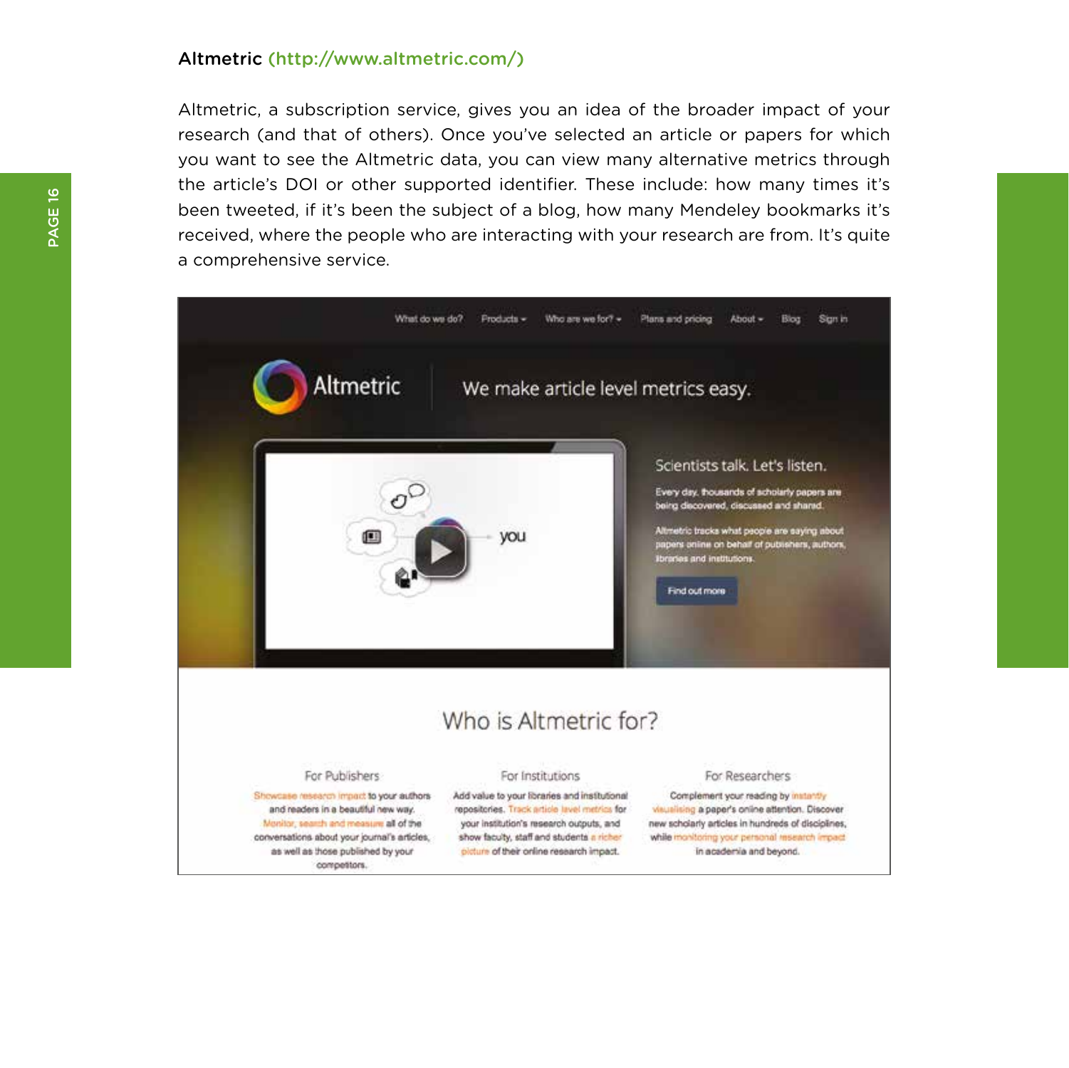## Altmetric (http://www.altmetric.com/)

Altmetric, a subscription service, gives you an idea of the broader impact of your research (and that of others). Once you've selected an article or papers for which you want to see the Altmetric data, you can view many alternative metrics through the article's DOI or other supported identifier. These include: how many times it's been tweeted, if it's been the subject of a blog, how many Mendeley bookmarks it's received, where the people who are interacting with your research are from. It's quite a comprehensive service.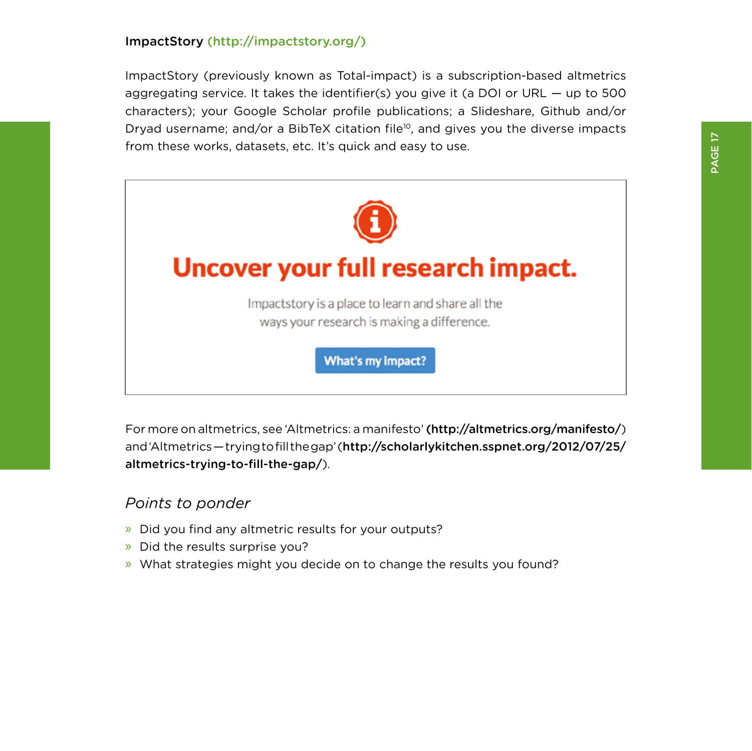**ImpactStory** (http://impactstory.org/)

ImpactStory (previously known as Total-impact) is a subscription-based altmetrics aggregating service. It takes the identifier(s) you give it (a DOI or URL — up to 500 characters); your Google Scholar profile publications; a Slideshare, Github and/or Dryad username; and/or a BibTeX citation file[10], and gives you the diverse impacts from these works, datasets, etc. It's quick and easy to use.

For more on altmetrics, see 'Altmetrics: a manifesto' (**http://altmetrics.org/manifesto/**) and 'Altmetrics — trying to fill the gap' (**http://scholarlykitchen.sspnet.org/2012/07/25/altmetrics-trying-to-fill-the-gap/**).

### *Points to ponder*

- Did you find any altmetric results for your outputs?
- Did the results surprise you?
- What strategies might you decide on to change the results you found?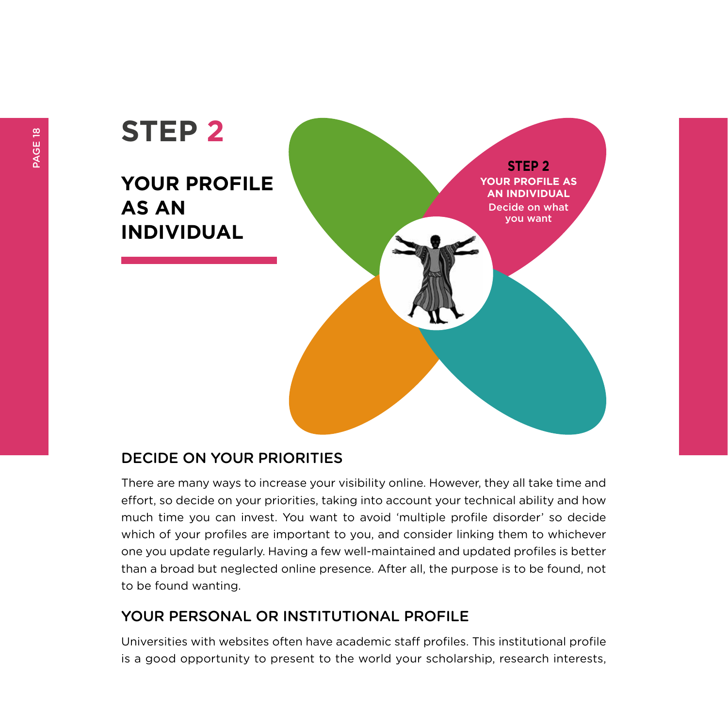# STEP 2

## YOUR PROFILE AS AN INDIVIDUAL

**STEP 2**
**YOUR PROFILE AS AN INDIVIDUAL**
Decide on what you want

### DECIDE ON YOUR PRIORITIES

There are many ways to increase your visibility online. However, they all take time and effort, so decide on your priorities, taking into account your technical ability and how much time you can invest. You want to avoid 'multiple profile disorder' so decide which of your profiles are important to you, and consider linking them to whichever one you update regularly. Having a few well-maintained and updated profiles is better than a broad but neglected online presence. After all, the purpose is to be found, not to be found wanting.

### YOUR PERSONAL OR INSTITUTIONAL PROFILE

Universities with websites often have academic staff profiles. This institutional profile is a good opportunity to present to the world your scholarship, research interests,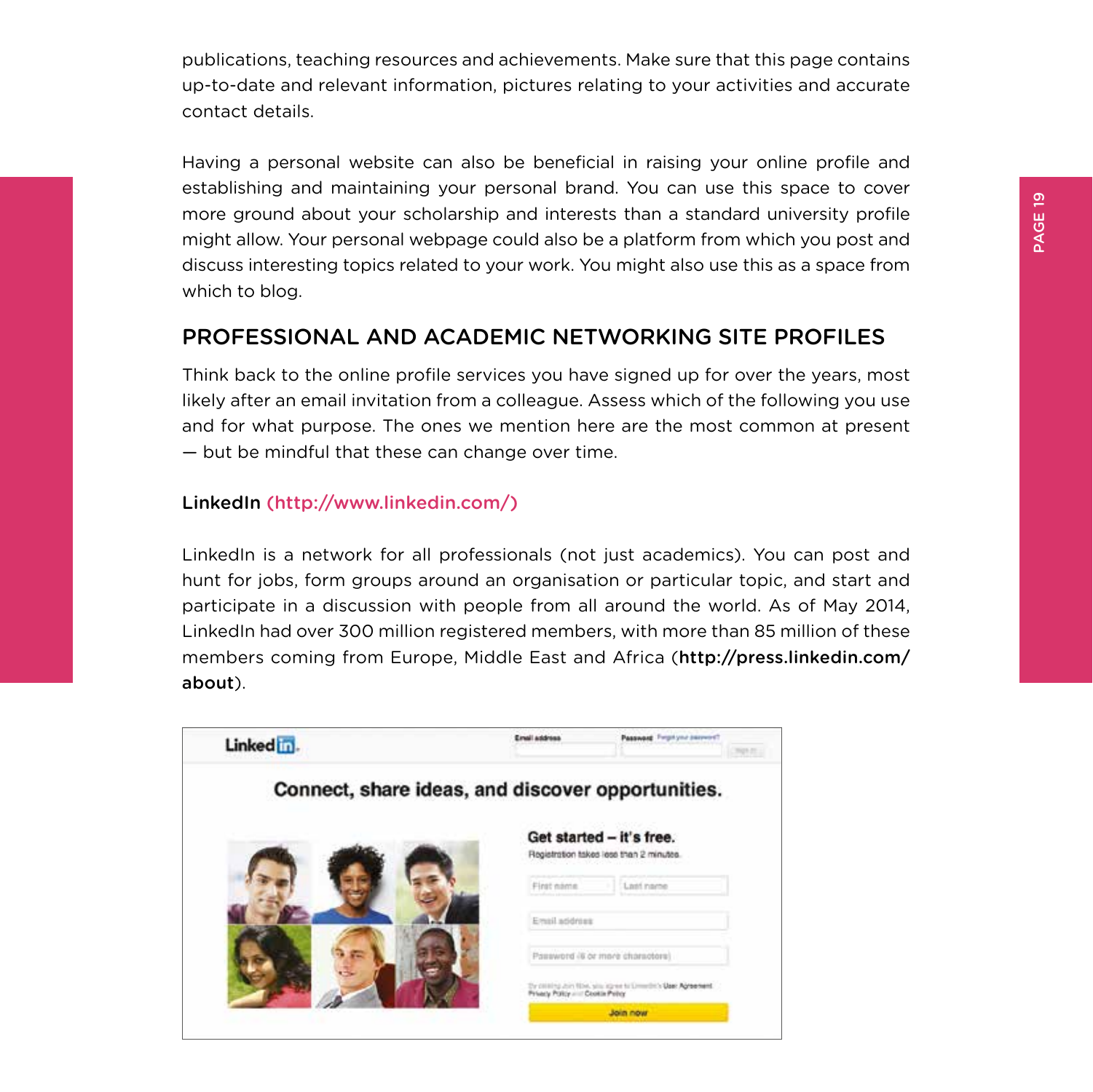publications, teaching resources and achievements. Make sure that this page contains up-to-date and relevant information, pictures relating to your activities and accurate contact details.

Having a personal website can also be beneficial in raising your online profile and establishing and maintaining your personal brand. You can use this space to cover more ground about your scholarship and interests than a standard university profile might allow. Your personal webpage could also be a platform from which you post and discuss interesting topics related to your work. You might also use this as a space from which to blog.

## PROFESSIONAL AND ACADEMIC NETWORKING SITE PROFILES

Think back to the online profile services you have signed up for over the years, most likely after an email invitation from a colleague. Assess which of the following you use and for what purpose. The ones we mention here are the most common at present — but be mindful that these can change over time.

### LinkedIn (http://www.linkedin.com/)

LinkedIn is a network for all professionals (not just academics). You can post and hunt for jobs, form groups around an organisation or particular topic, and start and participate in a discussion with people from all around the world. As of May 2014, LinkedIn had over 300 million registered members, with more than 85 million of these members coming from Europe, Middle East and Africa (**http://press.linkedin.com/about**).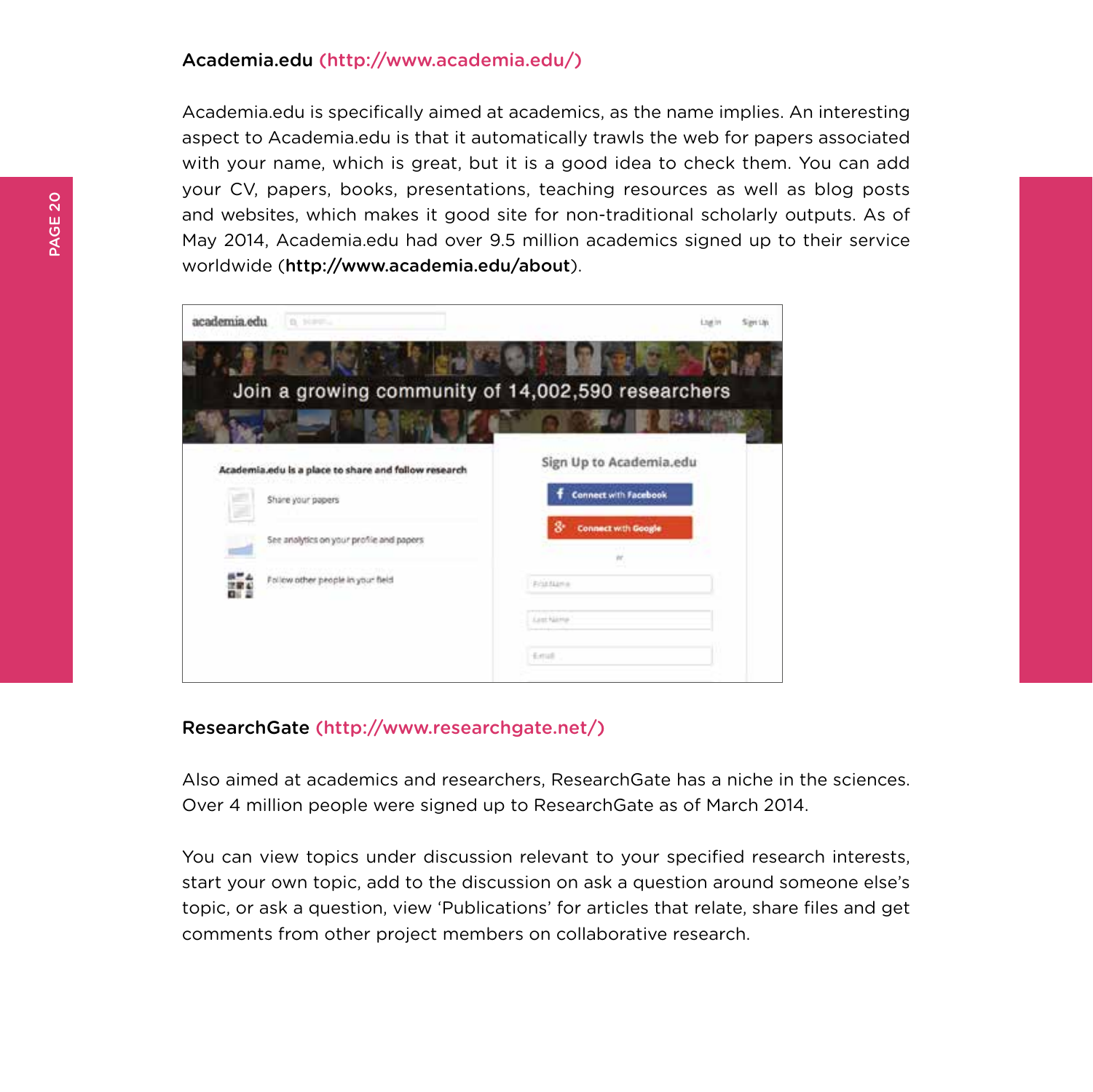### Academia.edu (http://www.academia.edu/)

Academia.edu is specifically aimed at academics, as the name implies. An interesting aspect to Academia.edu is that it automatically trawls the web for papers associated with your name, which is great, but it is a good idea to check them. You can add your CV, papers, books, presentations, teaching resources as well as blog posts and websites, which makes it good site for non-traditional scholarly outputs. As of May 2014, Academia.edu had over 9.5 million academics signed up to their service worldwide (**http://www.academia.edu/about**).

### ResearchGate (http://www.researchgate.net/)

Also aimed at academics and researchers, ResearchGate has a niche in the sciences. Over 4 million people were signed up to ResearchGate as of March 2014.

You can view topics under discussion relevant to your specified research interests, start your own topic, add to the discussion on ask a question around someone else's topic, or ask a question, view 'Publications' for articles that relate, share files and get comments from other project members on collaborative research.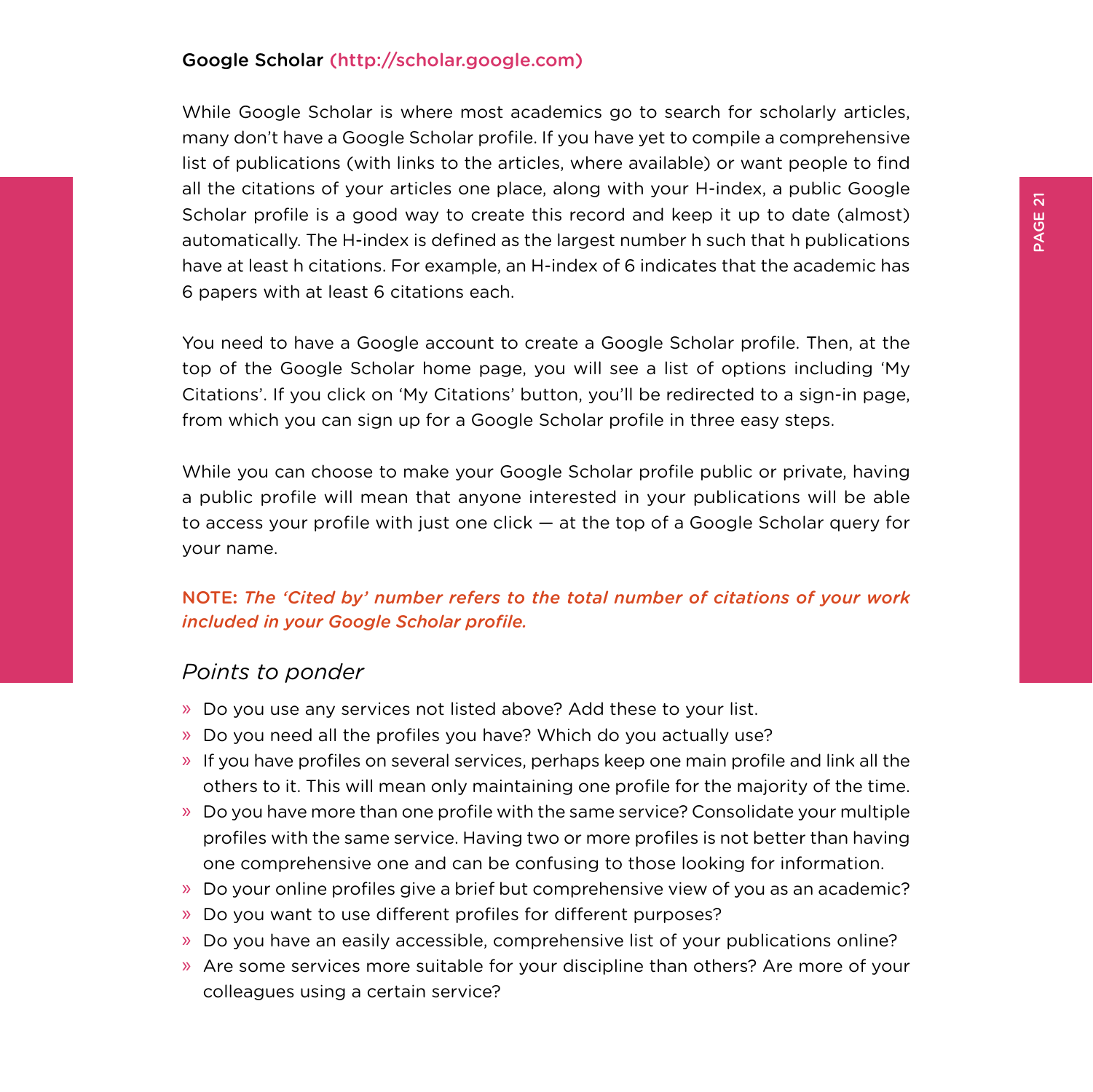## Google Scholar (http://scholar.google.com)

While Google Scholar is where most academics go to search for scholarly articles, many don't have a Google Scholar profile. If you have yet to compile a comprehensive list of publications (with links to the articles, where available) or want people to find all the citations of your articles one place, along with your H-index, a public Google Scholar profile is a good way to create this record and keep it up to date (almost) automatically. The H-index is defined as the largest number h such that h publications have at least h citations. For example, an H-index of 6 indicates that the academic has 6 papers with at least 6 citations each.

You need to have a Google account to create a Google Scholar profile. Then, at the top of the Google Scholar home page, you will see a list of options including 'My Citations'. If you click on 'My Citations' button, you'll be redirected to a sign-in page, from which you can sign up for a Google Scholar profile in three easy steps.

While you can choose to make your Google Scholar profile public or private, having a public profile will mean that anyone interested in your publications will be able to access your profile with just one click — at the top of a Google Scholar query for your name.

**NOTE:** ***The 'Cited by' number refers to the total number of citations of your work included in your Google Scholar profile.***

### *Points to ponder*

- Do you use any services not listed above? Add these to your list.
- Do you need all the profiles you have? Which do you actually use?
- If you have profiles on several services, perhaps keep one main profile and link all the others to it. This will mean only maintaining one profile for the majority of the time.
- Do you have more than one profile with the same service? Consolidate your multiple profiles with the same service. Having two or more profiles is not better than having one comprehensive one and can be confusing to those looking for information.
- Do your online profiles give a brief but comprehensive view of you as an academic?
- Do you want to use different profiles for different purposes?
- Do you have an easily accessible, comprehensive list of your publications online?
- Are some services more suitable for your discipline than others? Are more of your colleagues using a certain service?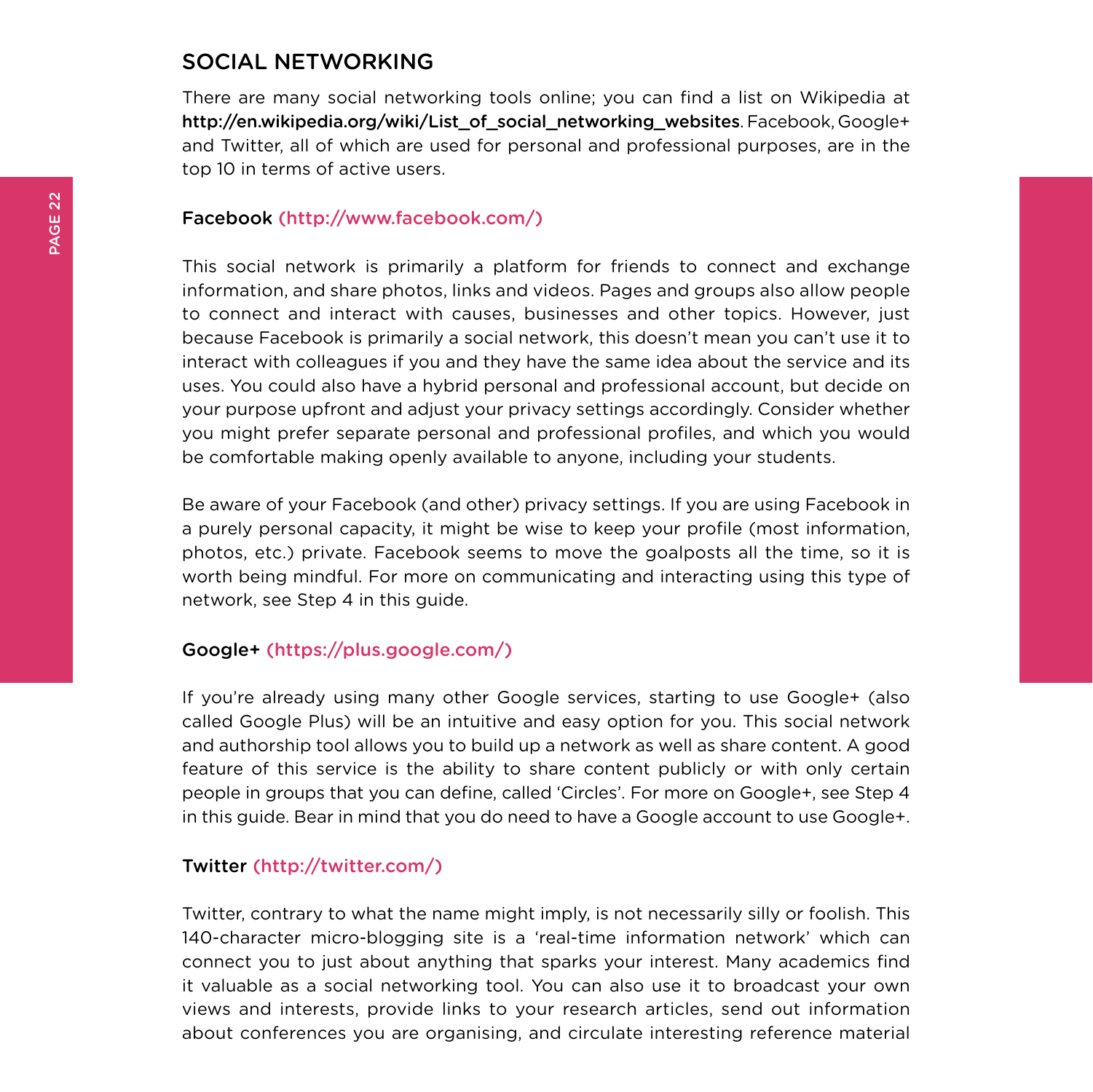## SOCIAL NETWORKING

There are many social networking tools online; you can find a list on Wikipedia at **http://en.wikipedia.org/wiki/List_of_social_networking_websites**. Facebook, Google+ and Twitter, all of which are used for personal and professional purposes, are in the top 10 in terms of active users.

### Facebook (http://www.facebook.com/)

This social network is primarily a platform for friends to connect and exchange information, and share photos, links and videos. Pages and groups also allow people to connect and interact with causes, businesses and other topics. However, just because Facebook is primarily a social network, this doesn't mean you can't use it to interact with colleagues if you and they have the same idea about the service and its uses. You could also have a hybrid personal and professional account, but decide on your purpose upfront and adjust your privacy settings accordingly. Consider whether you might prefer separate personal and professional profiles, and which you would be comfortable making openly available to anyone, including your students.

Be aware of your Facebook (and other) privacy settings. If you are using Facebook in a purely personal capacity, it might be wise to keep your profile (most information, photos, etc.) private. Facebook seems to move the goalposts all the time, so it is worth being mindful. For more on communicating and interacting using this type of network, see Step 4 in this guide.

### Google+ (https://plus.google.com/)

If you're already using many other Google services, starting to use Google+ (also called Google Plus) will be an intuitive and easy option for you. This social network and authorship tool allows you to build up a network as well as share content. A good feature of this service is the ability to share content publicly or with only certain people in groups that you can define, called 'Circles'. For more on Google+, see Step 4 in this guide. Bear in mind that you do need to have a Google account to use Google+.

### Twitter (http://twitter.com/)

Twitter, contrary to what the name might imply, is not necessarily silly or foolish. This 140-character micro-blogging site is a 'real-time information network' which can connect you to just about anything that sparks your interest. Many academics find it valuable as a social networking tool. You can also use it to broadcast your own views and interests, provide links to your research articles, send out information about conferences you are organising, and circulate interesting reference material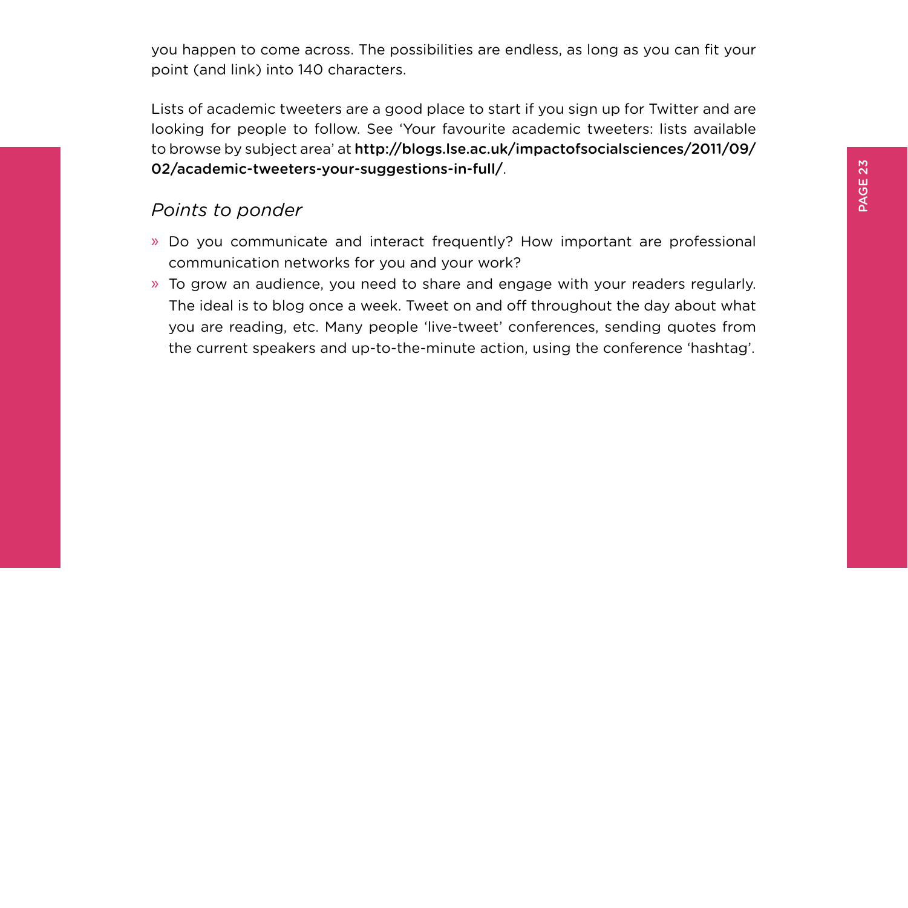you happen to come across. The possibilities are endless, as long as you can fit your point (and link) into 140 characters.

Lists of academic tweeters are a good place to start if you sign up for Twitter and are looking for people to follow. See 'Your favourite academic tweeters: lists available to browse by subject area' at **http://blogs.lse.ac.uk/impactofsocialsciences/2011/09/02/academic-tweeters-your-suggestions-in-full/**.

### *Points to ponder*

- Do you communicate and interact frequently? How important are professional communication networks for you and your work?
- To grow an audience, you need to share and engage with your readers regularly. The ideal is to blog once a week. Tweet on and off throughout the day about what you are reading, etc. Many people 'live-tweet' conferences, sending quotes from the current speakers and up-to-the-minute action, using the conference 'hashtag'.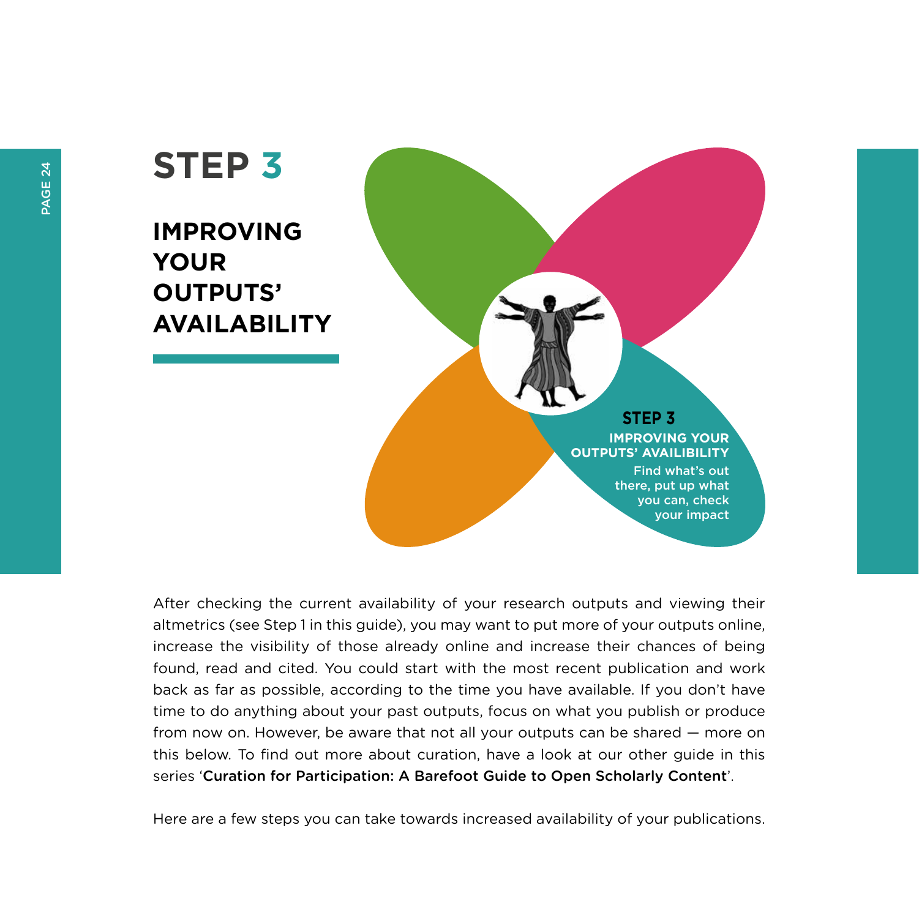# STEP 3

## IMPROVING YOUR OUTPUTS' AVAILABILITY

**STEP 3**

**IMPROVING YOUR OUTPUTS' AVAILIBILITY**

Find what's out there, put up what you can, check your impact

After checking the current availability of your research outputs and viewing their altmetrics (see Step 1 in this guide), you may want to put more of your outputs online, increase the visibility of those already online and increase their chances of being found, read and cited. You could start with the most recent publication and work back as far as possible, according to the time you have available. If you don't have time to do anything about your past outputs, focus on what you publish or produce from now on. However, be aware that not all your outputs can be shared — more on this below. To find out more about curation, have a look at our other guide in this series '**Curation for Participation: A Barefoot Guide to Open Scholarly Content**'.

Here are a few steps you can take towards increased availability of your publications.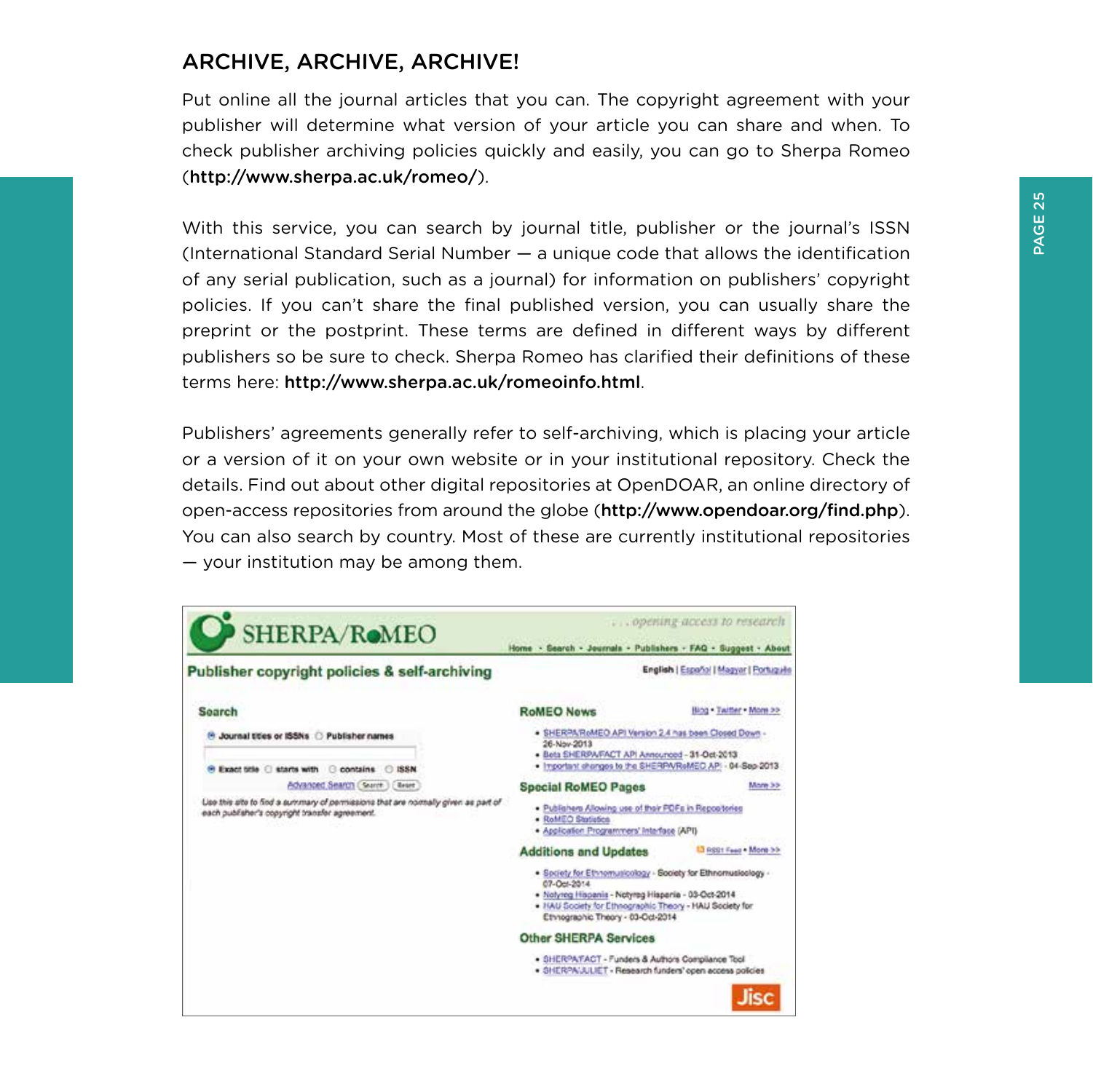## ARCHIVE, ARCHIVE, ARCHIVE!

Put online all the journal articles that you can. The copyright agreement with your publisher will determine what version of your article you can share and when. To check publisher archiving policies quickly and easily, you can go to Sherpa Romeo (**http://www.sherpa.ac.uk/romeo/**).

With this service, you can search by journal title, publisher or the journal's ISSN (International Standard Serial Number — a unique code that allows the identification of any serial publication, such as a journal) for information on publishers' copyright policies. If you can't share the final published version, you can usually share the preprint or the postprint. These terms are defined in different ways by different publishers so be sure to check. Sherpa Romeo has clarified their definitions of these terms here: **http://www.sherpa.ac.uk/romeoinfo.html**.

Publishers' agreements generally refer to self-archiving, which is placing your article or a version of it on your own website or in your institutional repository. Check the details. Find out about other digital repositories at OpenDOAR, an online directory of open-access repositories from around the globe (**http://www.opendoar.org/find.php**). You can also search by country. Most of these are currently institutional repositories — your institution may be among them.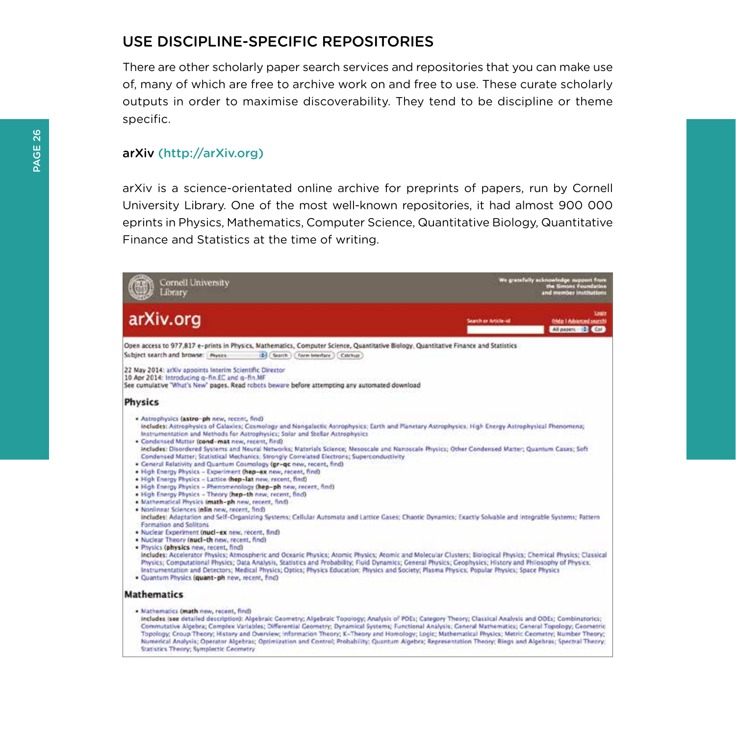## USE DISCIPLINE-SPECIFIC REPOSITORIES

There are other scholarly paper search services and repositories that you can make use of, many of which are free to archive work on and free to use. These curate scholarly outputs in order to maximise discoverability. They tend to be discipline or theme specific.

### arXiv (http://arXiv.org)

arXiv is a science-orientated online archive for preprints of papers, run by Cornell University Library. One of the most well-known repositories, it had almost 900 000 eprints in Physics, Mathematics, Computer Science, Quantitative Biology, Quantitative Finance and Statistics at the time of writing.

Cornell University Library

We gratefully acknowledge support from the Simons Foundation and member institutions

arXiv.org

Search or Article-id

Login
(Help | Advanced search)

All papers Go!

Open access to 977,817 e-prints in Physics, Mathematics, Computer Science, Quantitative Biology, Quantitative Finance and Statistics

Subject search and browse: Physics Search Form Interface Catchup

22 May 2014: arXiv appoints Interim Scientific Director
10 Apr 2014: Introducing q-fin.EC and q-fin.MF
See cumulative "What's New" pages. Read robots beware before attempting any automated download

**Physics**

- Astrophysics (**astro-ph** new, recent, find)
  **includes:** Astrophysics of Galaxies; Cosmology and Nongalactic Astrophysics; Earth and Planetary Astrophysics; High Energy Astrophysical Phenomena; Instrumentation and Methods for Astrophysics; Solar and Stellar Astrophysics
- Condensed Matter (**cond-mat** new, recent, find)
  **includes:** Disordered Systems and Neural Networks; Materials Science; Mesoscale and Nanoscale Physics; Other Condensed Matter; Quantum Gases; Soft Condensed Matter; Statistical Mechanics; Strongly Correlated Electrons; Superconductivity
- General Relativity and Quantum Cosmology (**gr-qc** new, recent, find)
- High Energy Physics - Experiment (**hep-ex** new, recent, find)
- High Energy Physics - Lattice (**hep-lat** new, recent, find)
- High Energy Physics - Phenomenology (**hep-ph** new, recent, find)
- High Energy Physics - Theory (**hep-th** new, recent, find)
- Mathematical Physics (**math-ph** new, recent, find)
- Nonlinear Sciences (**nlin** new, recent, find)
  **includes:** Adaptation and Self-Organizing Systems; Cellular Automata and Lattice Gases; Chaotic Dynamics; Exactly Solvable and Integrable Systems; Pattern Formation and Solitons
- Nuclear Experiment (**nucl-ex** new, recent, find)
- Nuclear Theory (**nucl-th** new, recent, find)
- Physics (**physics** new, recent, find)
  **includes:** Accelerator Physics; Atmospheric and Oceanic Physics; Atomic Physics; Atomic and Molecular Clusters; Biological Physics; Chemical Physics; Classical Physics; Computational Physics; Data Analysis, Statistics and Probability; Fluid Dynamics; General Physics; Geophysics; History and Philosophy of Physics; Instrumentation and Detectors; Medical Physics; Optics; Physics Education; Physics and Society; Plasma Physics; Popular Physics; Space Physics
- Quantum Physics (**quant-ph** new, recent, find)

**Mathematics**

- Mathematics (**math** new, recent, find)
  **includes** (see detailed description): Algebraic Geometry; Algebraic Topology; Analysis of PDEs; Category Theory; Classical Analysis and ODEs; Combinatorics; Commutative Algebra; Complex Variables; Differential Geometry; Dynamical Systems; Functional Analysis; General Mathematics; General Topology; Geometric Topology; Group Theory; History and Overview; Information Theory; K-Theory and Homology; Logic; Mathematical Physics; Metric Geometry; Number Theory; Numerical Analysis; Operator Algebras; Optimization and Control; Probability; Quantum Algebra; Representation Theory; Rings and Algebras; Spectral Theory; Statistics Theory; Symplectic Geometry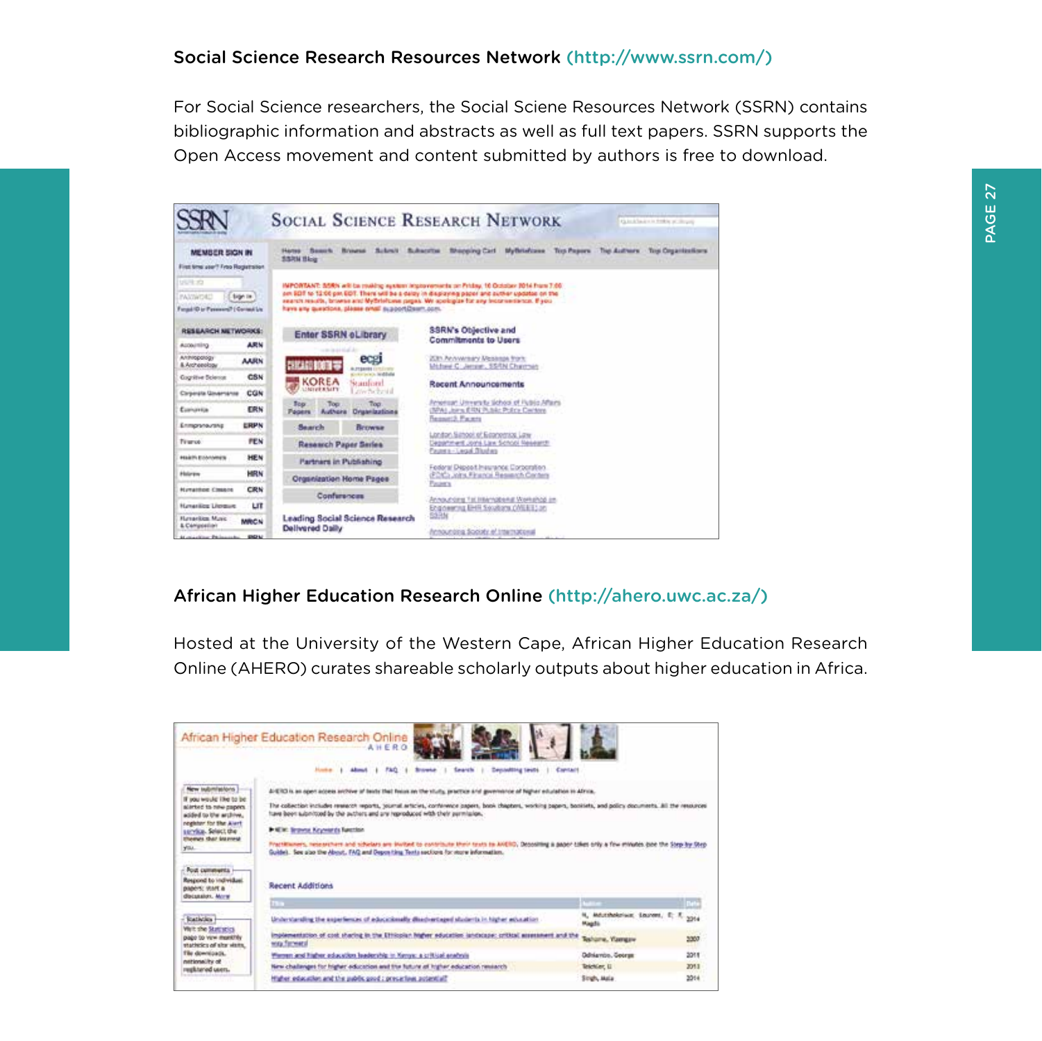**Social Science Research Resources Network (http://www.ssrn.com/)**

For Social Science researchers, the Social Sciene Resources Network (SSRN) contains bibliographic information and abstracts as well as full text papers. SSRN supports the Open Access movement and content submitted by authors is free to download.

**African Higher Education Research Online (http://ahero.uwc.ac.za/)**

Hosted at the University of the Western Cape, African Higher Education Research Online (AHERO) curates shareable scholarly outputs about higher education in Africa.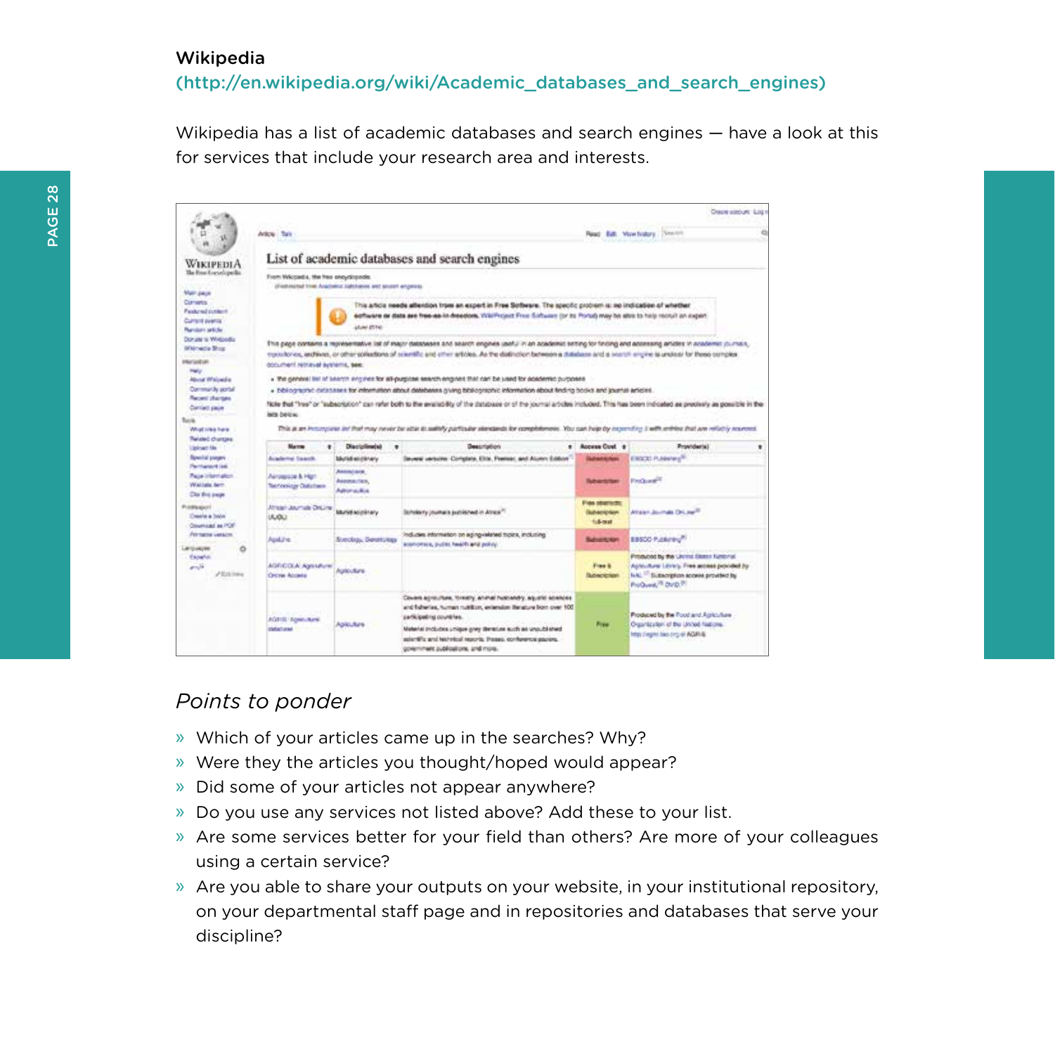**Wikipedia**

(http://en.wikipedia.org/wiki/Academic_databases_and_search_engines)

Wikipedia has a list of academic databases and search engines — have a look at this for services that include your research area and interests.

## *Points to ponder*

- Which of your articles came up in the searches? Why?
- Were they the articles you thought/hoped would appear?
- Did some of your articles not appear anywhere?
- Do you use any services not listed above? Add these to your list.
- Are some services better for your field than others? Are more of your colleagues using a certain service?
- Are you able to share your outputs on your website, in your institutional repository, on your departmental staff page and in repositories and databases that serve your discipline?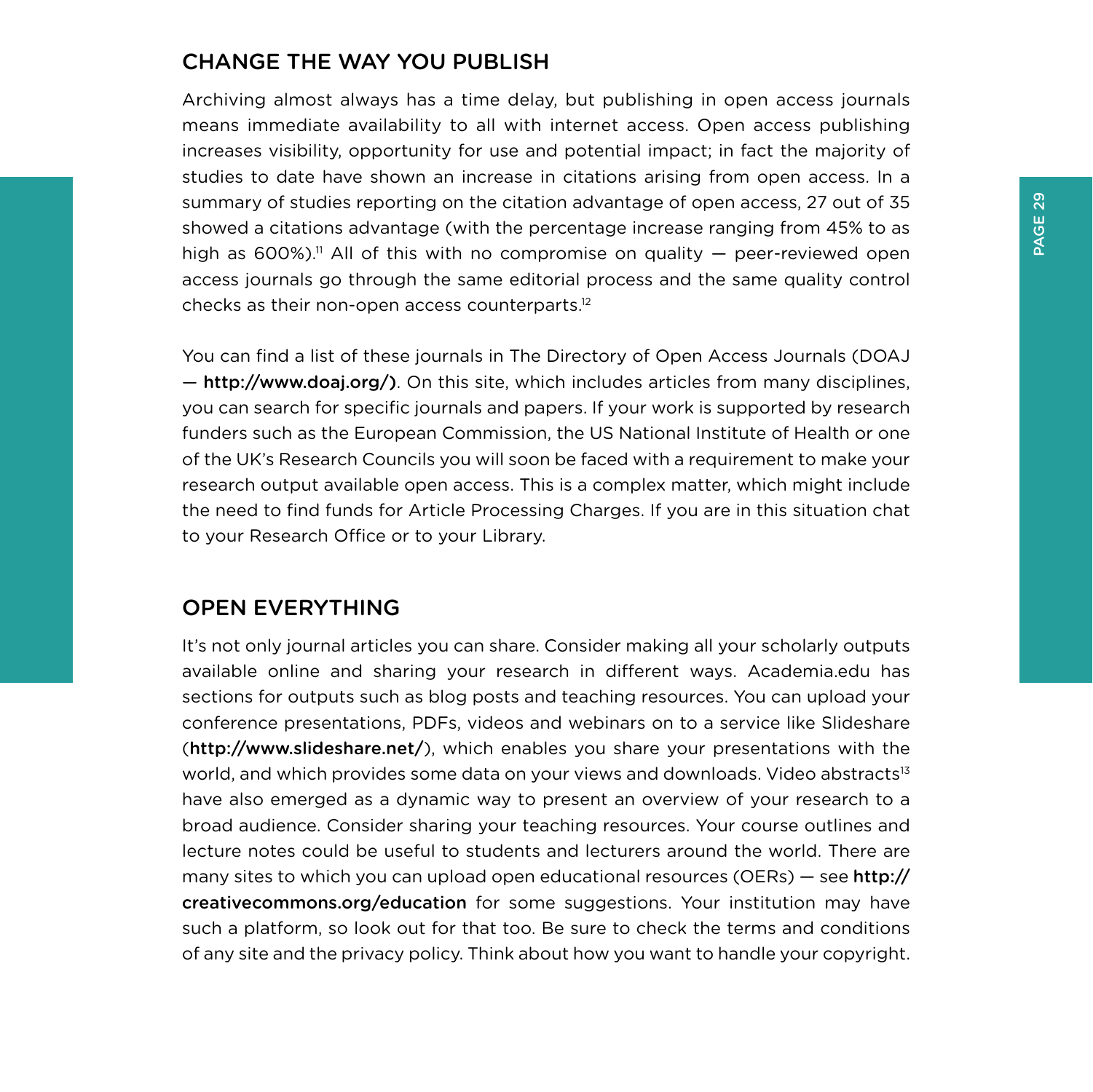## CHANGE THE WAY YOU PUBLISH

Archiving almost always has a time delay, but publishing in open access journals means immediate availability to all with internet access. Open access publishing increases visibility, opportunity for use and potential impact; in fact the majority of studies to date have shown an increase in citations arising from open access. In a summary of studies reporting on the citation advantage of open access, 27 out of 35 showed a citations advantage (with the percentage increase ranging from 45% to as high as 600%).[11] All of this with no compromise on quality — peer-reviewed open access journals go through the same editorial process and the same quality control checks as their non-open access counterparts.[12]

You can find a list of these journals in The Directory of Open Access Journals (DOAJ — **http://www.doaj.org/**). On this site, which includes articles from many disciplines, you can search for specific journals and papers. If your work is supported by research funders such as the European Commission, the US National Institute of Health or one of the UK's Research Councils you will soon be faced with a requirement to make your research output available open access. This is a complex matter, which might include the need to find funds for Article Processing Charges. If you are in this situation chat to your Research Office or to your Library.

## OPEN EVERYTHING

It's not only journal articles you can share. Consider making all your scholarly outputs available online and sharing your research in different ways. Academia.edu has sections for outputs such as blog posts and teaching resources. You can upload your conference presentations, PDFs, videos and webinars on to a service like Slideshare (**http://www.slideshare.net/**), which enables you share your presentations with the world, and which provides some data on your views and downloads. Video abstracts[13] have also emerged as a dynamic way to present an overview of your research to a broad audience. Consider sharing your teaching resources. Your course outlines and lecture notes could be useful to students and lecturers around the world. There are many sites to which you can upload open educational resources (OERs) — see **http://creativecommons.org/education** for some suggestions. Your institution may have such a platform, so look out for that too. Be sure to check the terms and conditions of any site and the privacy policy. Think about how you want to handle your copyright.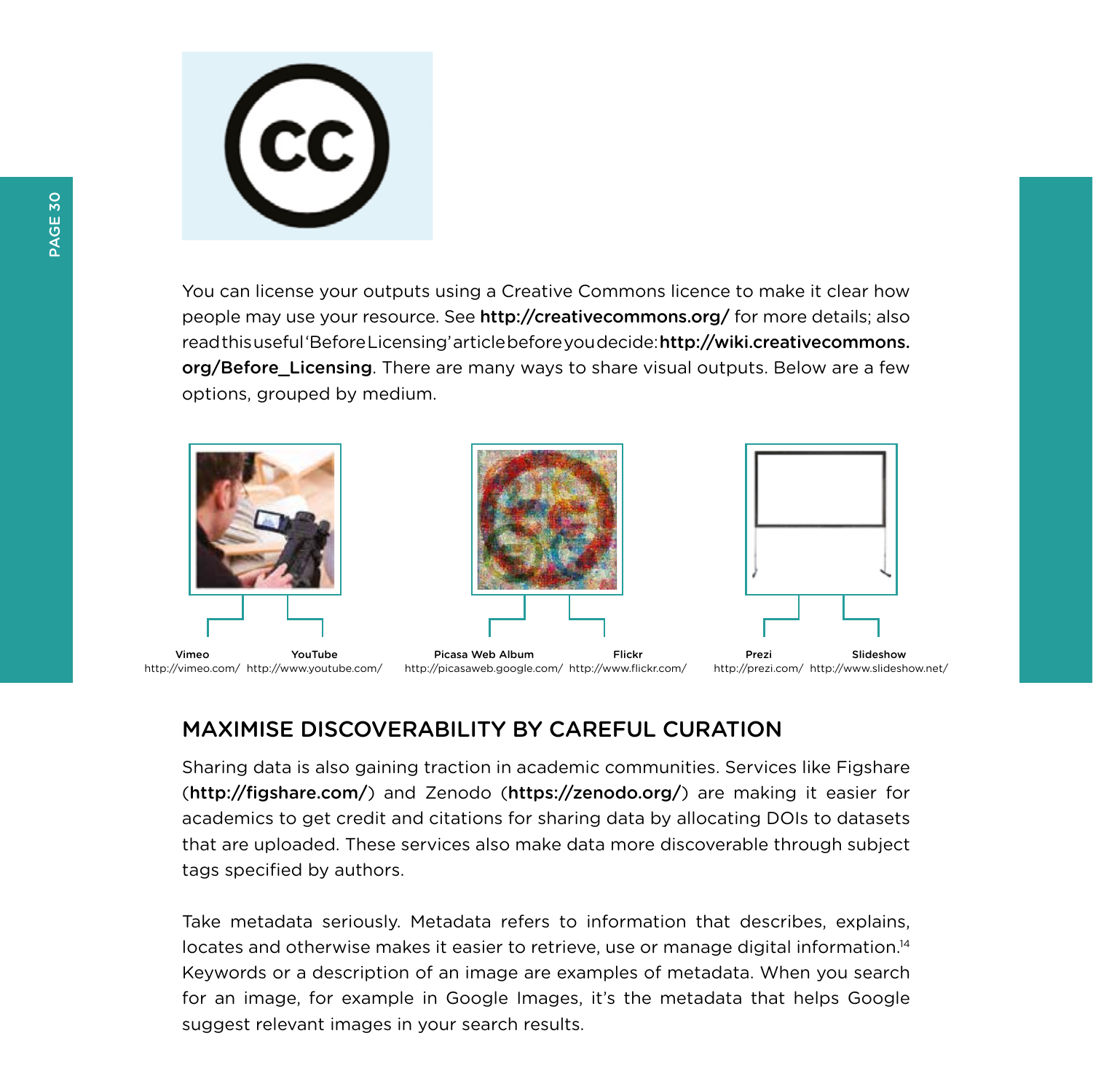You can license your outputs using a Creative Commons licence to make it clear how people may use your resource. See **http://creativecommons.org/** for more details; also read this useful 'Before Licensing' article before you decide: **http://wiki.creativecommons.org/Before_Licensing**. There are many ways to share visual outputs. Below are a few options, grouped by medium.

**Vimeo**
http://vimeo.com/

**YouTube**
http://www.youtube.com/

**Picasa Web Album**
http://picasaweb.google.com/

**Flickr**
http://www.flickr.com/

**Prezi**
http://prezi.com/

**Slideshow**
http://www.slideshow.net/

## MAXIMISE DISCOVERABILITY BY CAREFUL CURATION

Sharing data is also gaining traction in academic communities. Services like Figshare (**http://figshare.com/**) and Zenodo (**https://zenodo.org/**) are making it easier for academics to get credit and citations for sharing data by allocating DOIs to datasets that are uploaded. These services also make data more discoverable through subject tags specified by authors.

Take metadata seriously. Metadata refers to information that describes, explains, locates and otherwise makes it easier to retrieve, use or manage digital information.[14] Keywords or a description of an image are examples of metadata. When you search for an image, for example in Google Images, it's the metadata that helps Google suggest relevant images in your search results.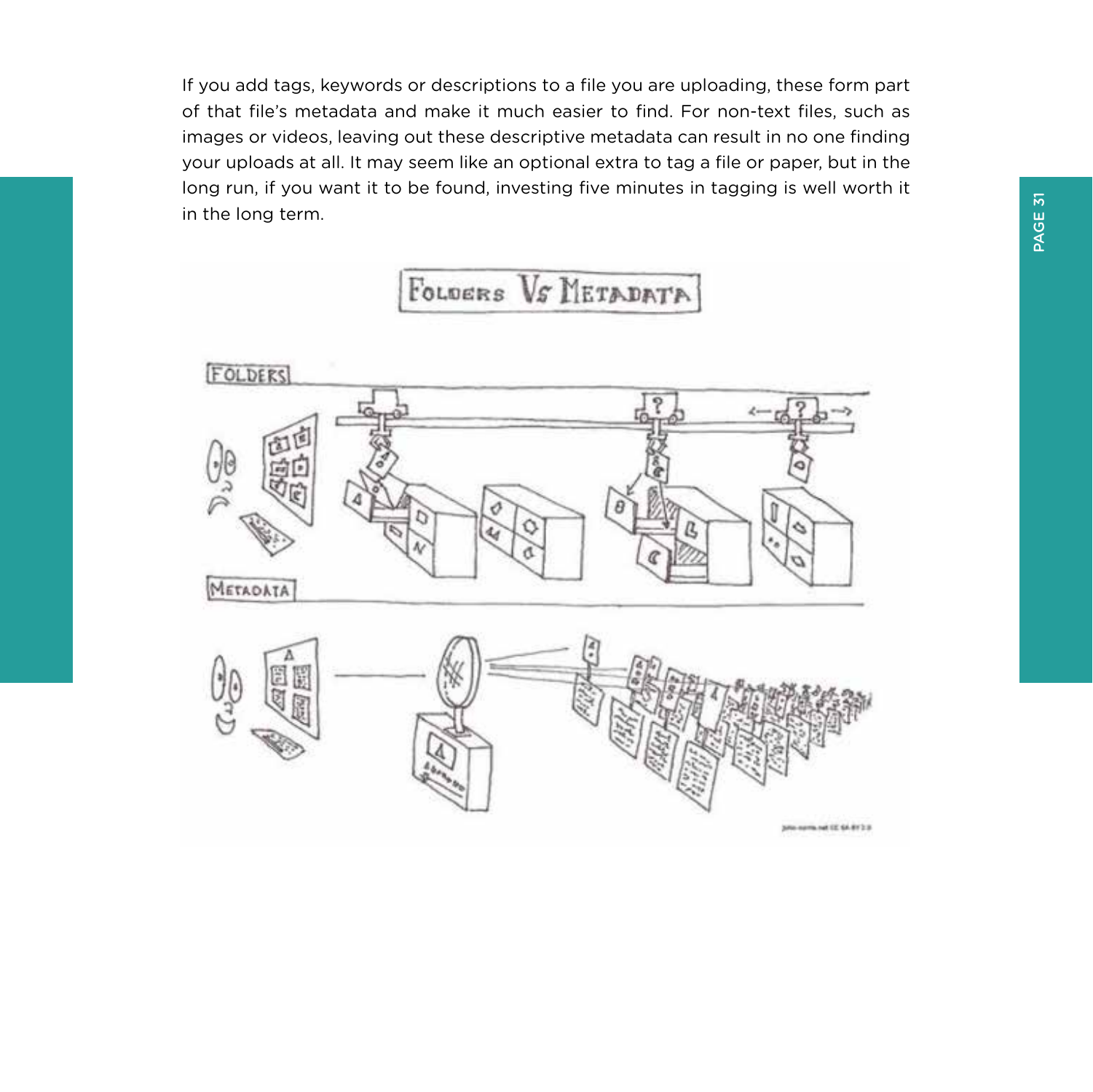If you add tags, keywords or descriptions to a file you are uploading, these form part of that file's metadata and make it much easier to find. For non-text files, such as images or videos, leaving out these descriptive metadata can result in no one finding your uploads at all. It may seem like an optional extra to tag a file or paper, but in the long run, if you want it to be found, investing five minutes in tagging is well worth it in the long term.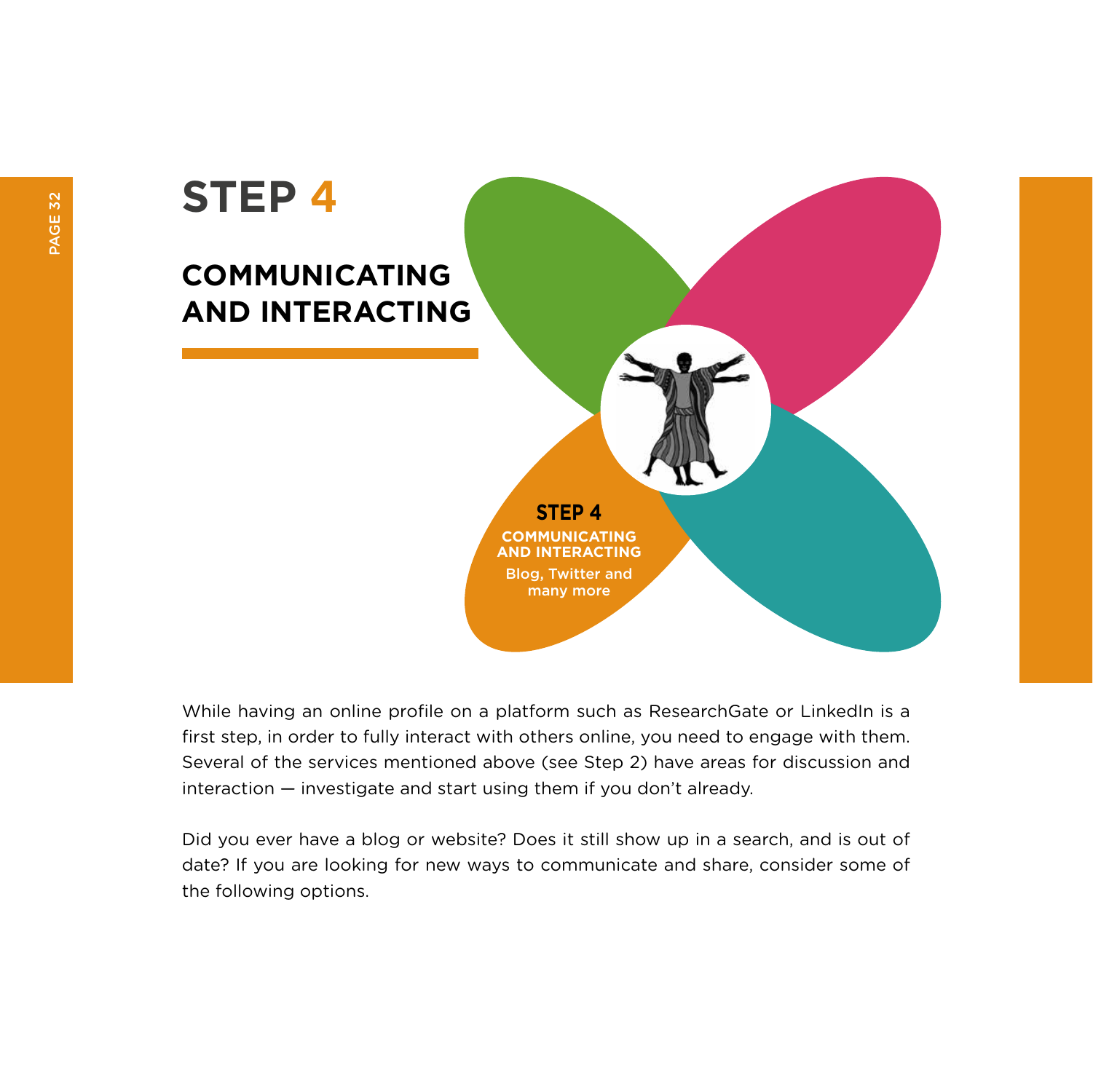# STEP 4

## COMMUNICATING AND INTERACTING

**STEP 4**

**COMMUNICATING AND INTERACTING**

Blog, Twitter and many more

While having an online profile on a platform such as ResearchGate or LinkedIn is a first step, in order to fully interact with others online, you need to engage with them. Several of the services mentioned above (see Step 2) have areas for discussion and interaction — investigate and start using them if you don't already.

Did you ever have a blog or website? Does it still show up in a search, and is out of date? If you are looking for new ways to communicate and share, consider some of the following options.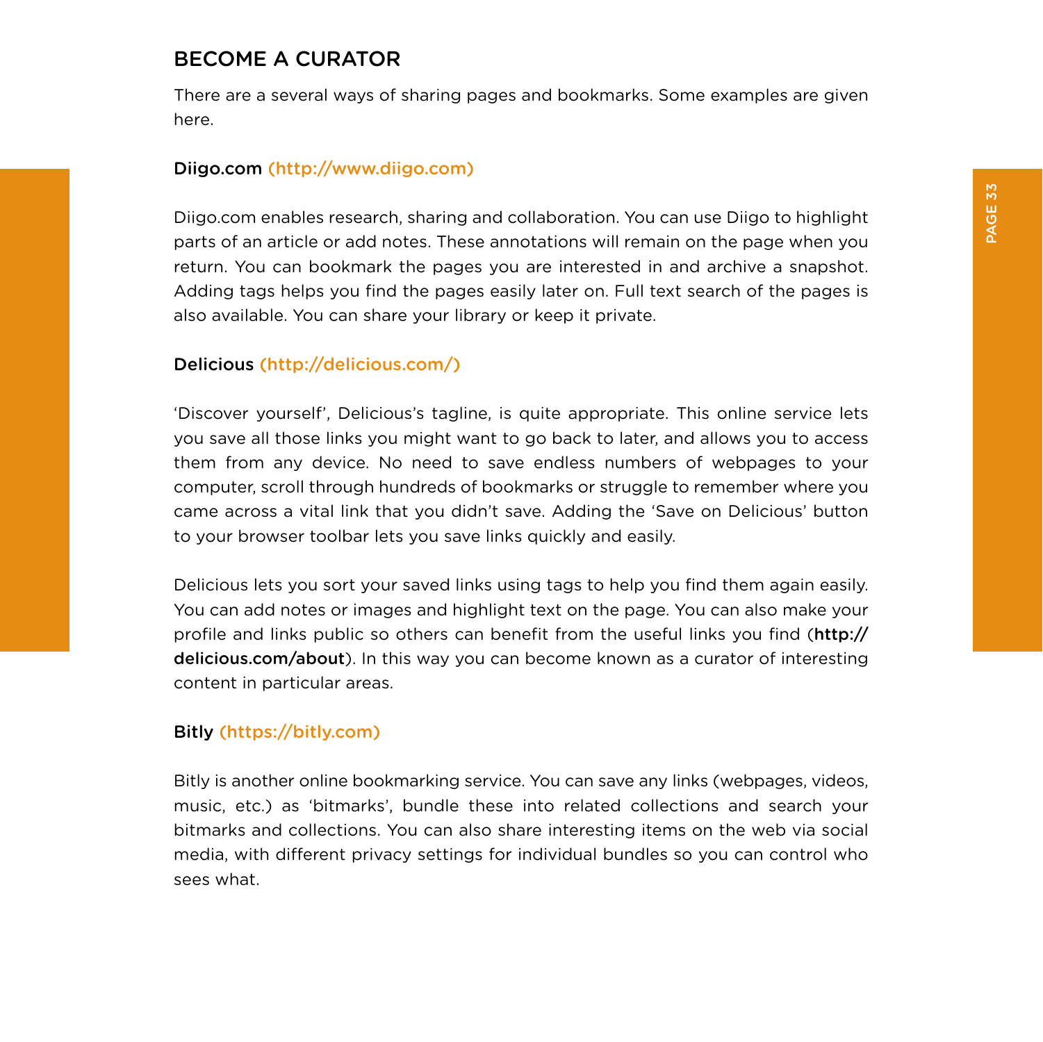## BECOME A CURATOR

There are a several ways of sharing pages and bookmarks. Some examples are given here.

### Diigo.com (http://www.diigo.com)

Diigo.com enables research, sharing and collaboration. You can use Diigo to highlight parts of an article or add notes. These annotations will remain on the page when you return. You can bookmark the pages you are interested in and archive a snapshot. Adding tags helps you find the pages easily later on. Full text search of the pages is also available. You can share your library or keep it private.

### Delicious (http://delicious.com/)

'Discover yourself', Delicious's tagline, is quite appropriate. This online service lets you save all those links you might want to go back to later, and allows you to access them from any device. No need to save endless numbers of webpages to your computer, scroll through hundreds of bookmarks or struggle to remember where you came across a vital link that you didn't save. Adding the 'Save on Delicious' button to your browser toolbar lets you save links quickly and easily.

Delicious lets you sort your saved links using tags to help you find them again easily. You can add notes or images and highlight text on the page. You can also make your profile and links public so others can benefit from the useful links you find (**http://delicious.com/about**). In this way you can become known as a curator of interesting content in particular areas.

### Bitly (https://bitly.com)

Bitly is another online bookmarking service. You can save any links (webpages, videos, music, etc.) as 'bitmarks', bundle these into related collections and search your bitmarks and collections. You can also share interesting items on the web via social media, with different privacy settings for individual bundles so you can control who sees what.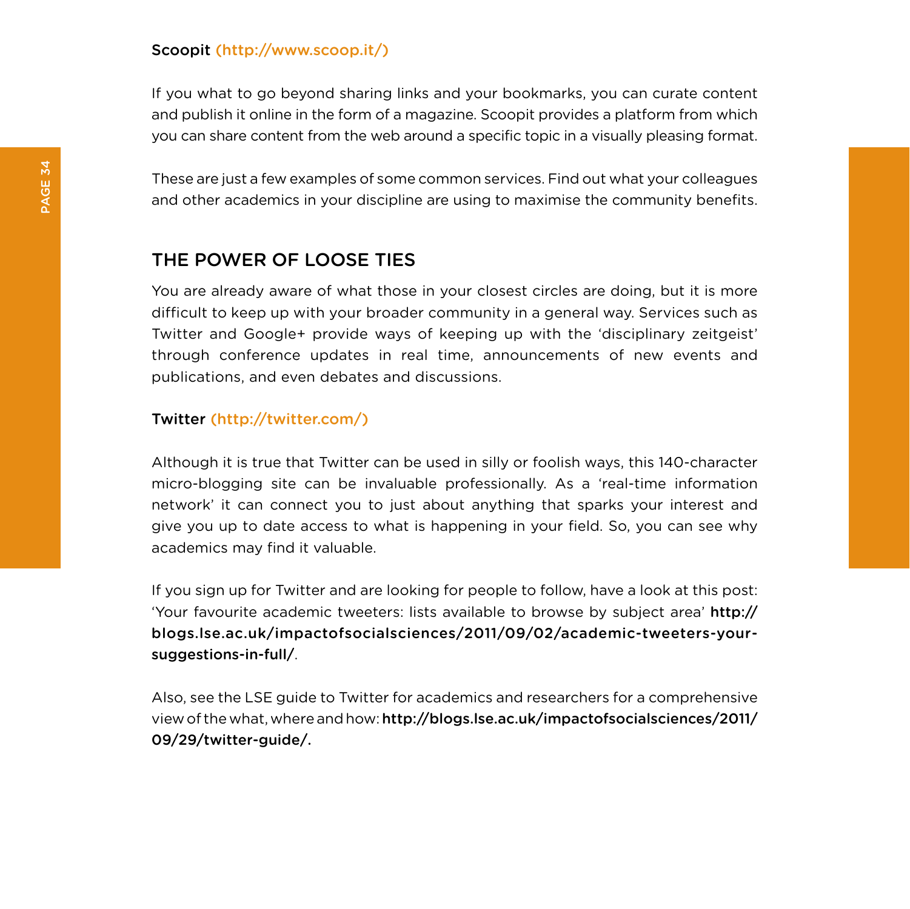**Scoopit (http://www.scoop.it/)**

If you what to go beyond sharing links and your bookmarks, you can curate content and publish it online in the form of a magazine. Scoopit provides a platform from which you can share content from the web around a specific topic in a visually pleasing format.

These are just a few examples of some common services. Find out what your colleagues and other academics in your discipline are using to maximise the community benefits.

## THE POWER OF LOOSE TIES

You are already aware of what those in your closest circles are doing, but it is more difficult to keep up with your broader community in a general way. Services such as Twitter and Google+ provide ways of keeping up with the 'disciplinary zeitgeist' through conference updates in real time, announcements of new events and publications, and even debates and discussions.

**Twitter (http://twitter.com/)**

Although it is true that Twitter can be used in silly or foolish ways, this 140-character micro-blogging site can be invaluable professionally. As a 'real-time information network' it can connect you to just about anything that sparks your interest and give you up to date access to what is happening in your field. So, you can see why academics may find it valuable.

If you sign up for Twitter and are looking for people to follow, have a look at this post: 'Your favourite academic tweeters: lists available to browse by subject area' **http://blogs.lse.ac.uk/impactofsocialsciences/2011/09/02/academic-tweeters-your-suggestions-in-full/**.

Also, see the LSE guide to Twitter for academics and researchers for a comprehensive view of the what, where and how: **http://blogs.lse.ac.uk/impactofsocialsciences/2011/09/29/twitter-guide/.**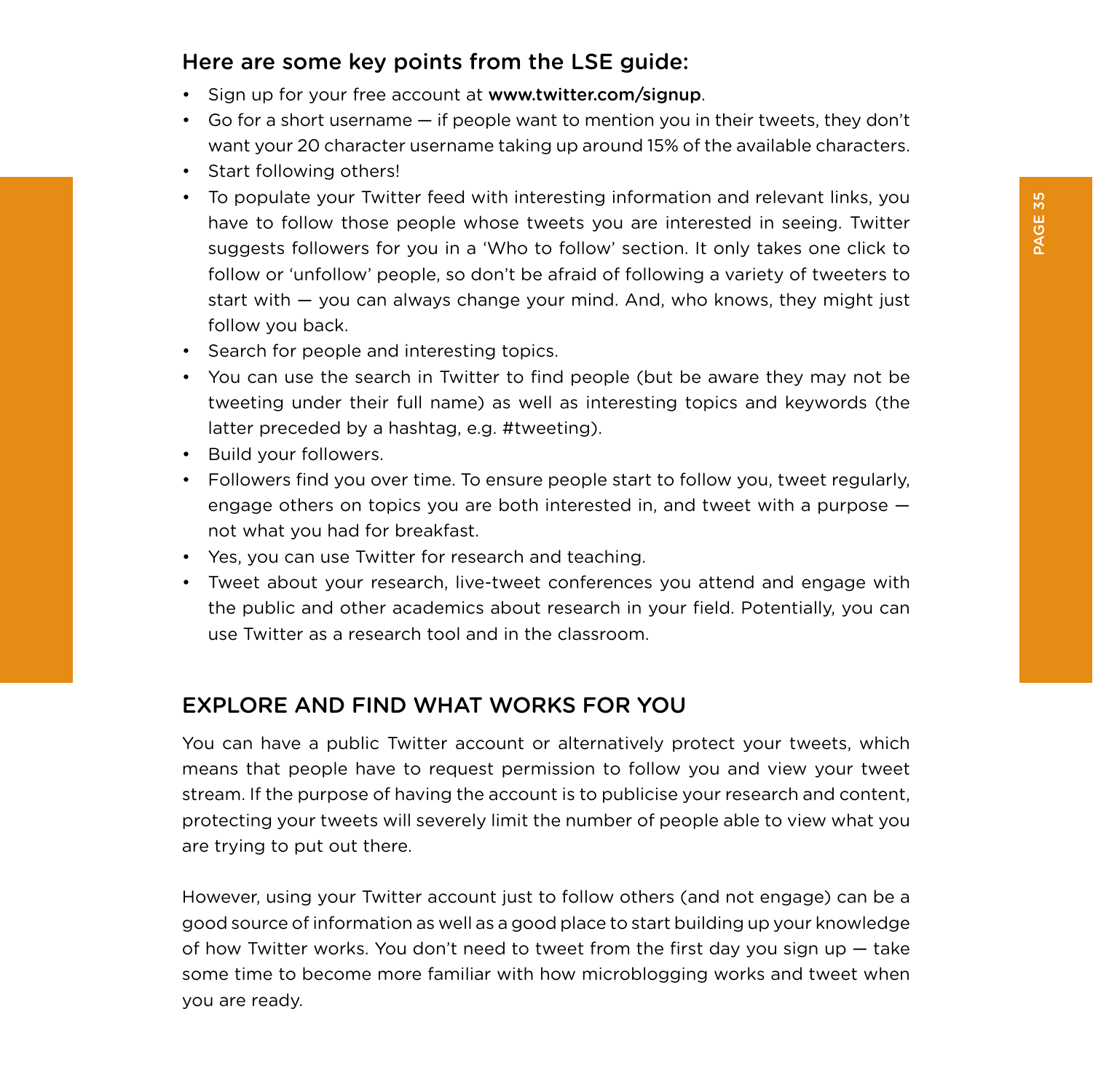### Here are some key points from the LSE guide:

- Sign up for your free account at **www.twitter.com/signup**.
- Go for a short username — if people want to mention you in their tweets, they don't want your 20 character username taking up around 15% of the available characters.
- Start following others!
- To populate your Twitter feed with interesting information and relevant links, you have to follow those people whose tweets you are interested in seeing. Twitter suggests followers for you in a 'Who to follow' section. It only takes one click to follow or 'unfollow' people, so don't be afraid of following a variety of tweeters to start with — you can always change your mind. And, who knows, they might just follow you back.
- Search for people and interesting topics.
- You can use the search in Twitter to find people (but be aware they may not be tweeting under their full name) as well as interesting topics and keywords (the latter preceded by a hashtag, e.g. #tweeting).
- Build your followers.
- Followers find you over time. To ensure people start to follow you, tweet regularly, engage others on topics you are both interested in, and tweet with a purpose — not what you had for breakfast.
- Yes, you can use Twitter for research and teaching.
- Tweet about your research, live-tweet conferences you attend and engage with the public and other academics about research in your field. Potentially, you can use Twitter as a research tool and in the classroom.

## EXPLORE AND FIND WHAT WORKS FOR YOU

You can have a public Twitter account or alternatively protect your tweets, which means that people have to request permission to follow you and view your tweet stream. If the purpose of having the account is to publicise your research and content, protecting your tweets will severely limit the number of people able to view what you are trying to put out there.

However, using your Twitter account just to follow others (and not engage) can be a good source of information as well as a good place to start building up your knowledge of how Twitter works. You don't need to tweet from the first day you sign up — take some time to become more familiar with how microblogging works and tweet when you are ready.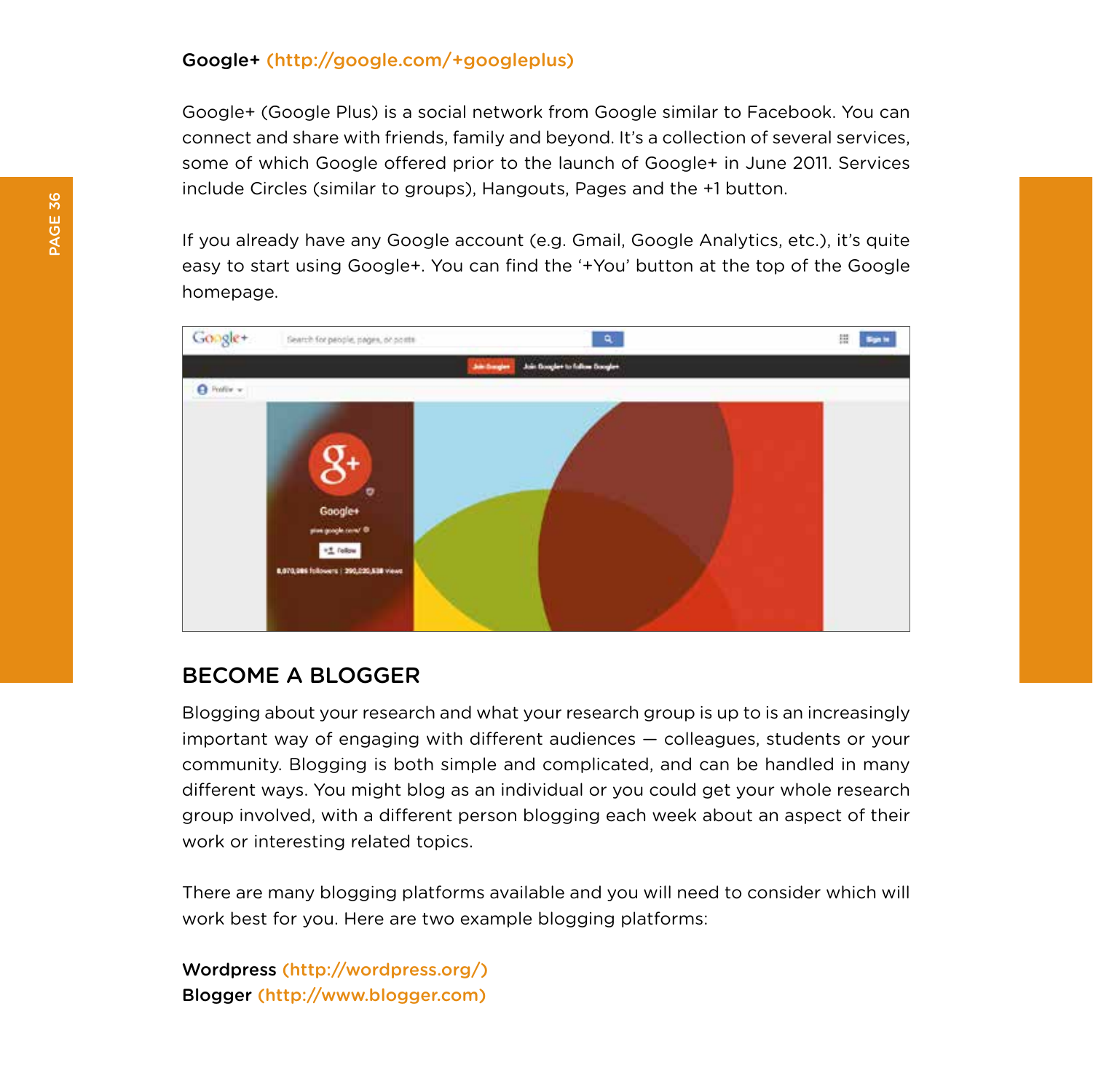**Google+** (http://google.com/+googleplus)

Google+ (Google Plus) is a social network from Google similar to Facebook. You can connect and share with friends, family and beyond. It's a collection of several services, some of which Google offered prior to the launch of Google+ in June 2011. Services include Circles (similar to groups), Hangouts, Pages and the +1 button.

If you already have any Google account (e.g. Gmail, Google Analytics, etc.), it's quite easy to start using Google+. You can find the '+You' button at the top of the Google homepage.

## BECOME A BLOGGER

Blogging about your research and what your research group is up to is an increasingly important way of engaging with different audiences — colleagues, students or your community. Blogging is both simple and complicated, and can be handled in many different ways. You might blog as an individual or you could get your whole research group involved, with a different person blogging each week about an aspect of their work or interesting related topics.

There are many blogging platforms available and you will need to consider which will work best for you. Here are two example blogging platforms:

**Wordpress** (http://wordpress.org/)
**Blogger** (http://www.blogger.com)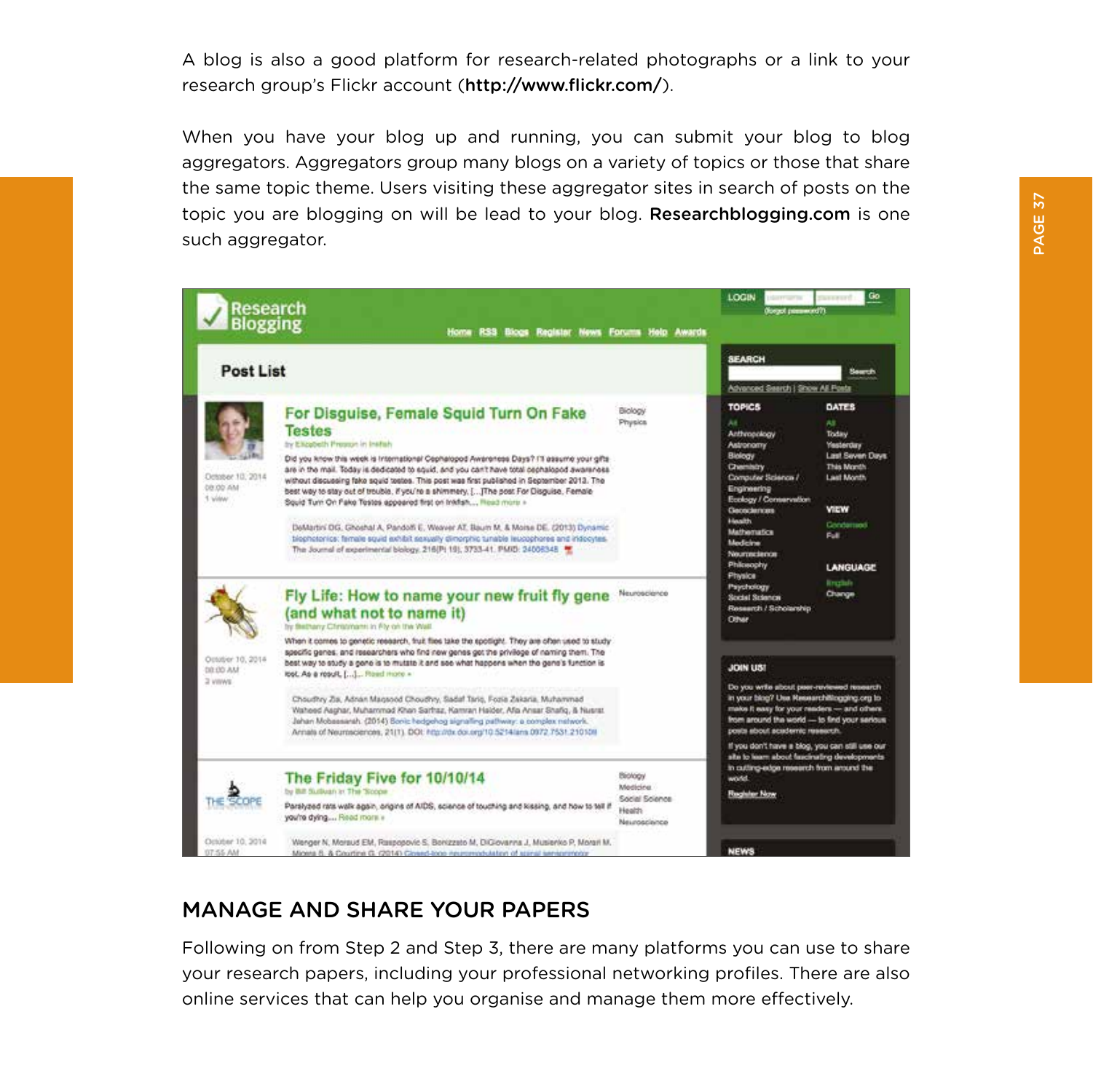A blog is also a good platform for research-related photographs or a link to your research group's Flickr account (**http://www.flickr.com/**).

When you have your blog up and running, you can submit your blog to blog aggregators. Aggregators group many blogs on a variety of topics or those that share the same topic theme. Users visiting these aggregator sites in search of posts on the topic you are blogging on will be lead to your blog. **Researchblogging.com** is one such aggregator.

## MANAGE AND SHARE YOUR PAPERS

Following on from Step 2 and Step 3, there are many platforms you can use to share your research papers, including your professional networking profiles. There are also online services that can help you organise and manage them more effectively.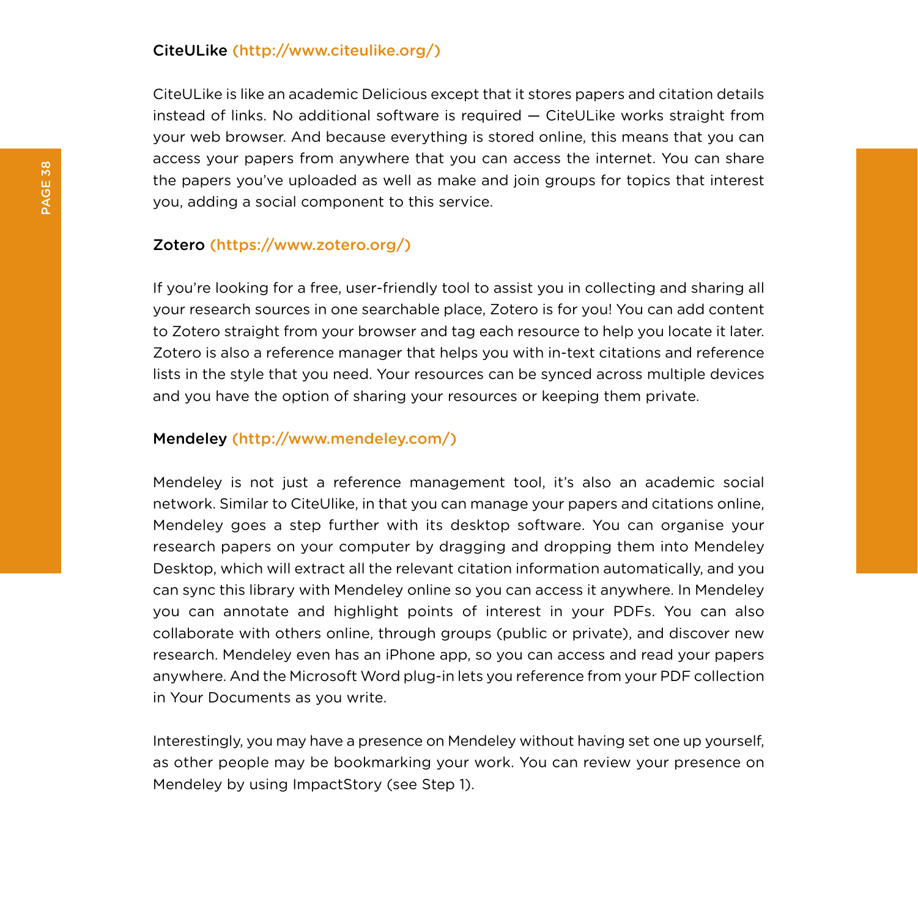### CiteULike (http://www.citeulike.org/)

CiteULike is like an academic Delicious except that it stores papers and citation details instead of links. No additional software is required — CiteULike works straight from your web browser. And because everything is stored online, this means that you can access your papers from anywhere that you can access the internet. You can share the papers you've uploaded as well as make and join groups for topics that interest you, adding a social component to this service.

### Zotero (https://www.zotero.org/)

If you're looking for a free, user-friendly tool to assist you in collecting and sharing all your research sources in one searchable place, Zotero is for you! You can add content to Zotero straight from your browser and tag each resource to help you locate it later. Zotero is also a reference manager that helps you with in-text citations and reference lists in the style that you need. Your resources can be synced across multiple devices and you have the option of sharing your resources or keeping them private.

### Mendeley (http://www.mendeley.com/)

Mendeley is not just a reference management tool, it's also an academic social network. Similar to CiteUlike, in that you can manage your papers and citations online, Mendeley goes a step further with its desktop software. You can organise your research papers on your computer by dragging and dropping them into Mendeley Desktop, which will extract all the relevant citation information automatically, and you can sync this library with Mendeley online so you can access it anywhere. In Mendeley you can annotate and highlight points of interest in your PDFs. You can also collaborate with others online, through groups (public or private), and discover new research. Mendeley even has an iPhone app, so you can access and read your papers anywhere. And the Microsoft Word plug-in lets you reference from your PDF collection in Your Documents as you write.

Interestingly, you may have a presence on Mendeley without having set one up yourself, as other people may be bookmarking your work. You can review your presence on Mendeley by using ImpactStory (see Step 1).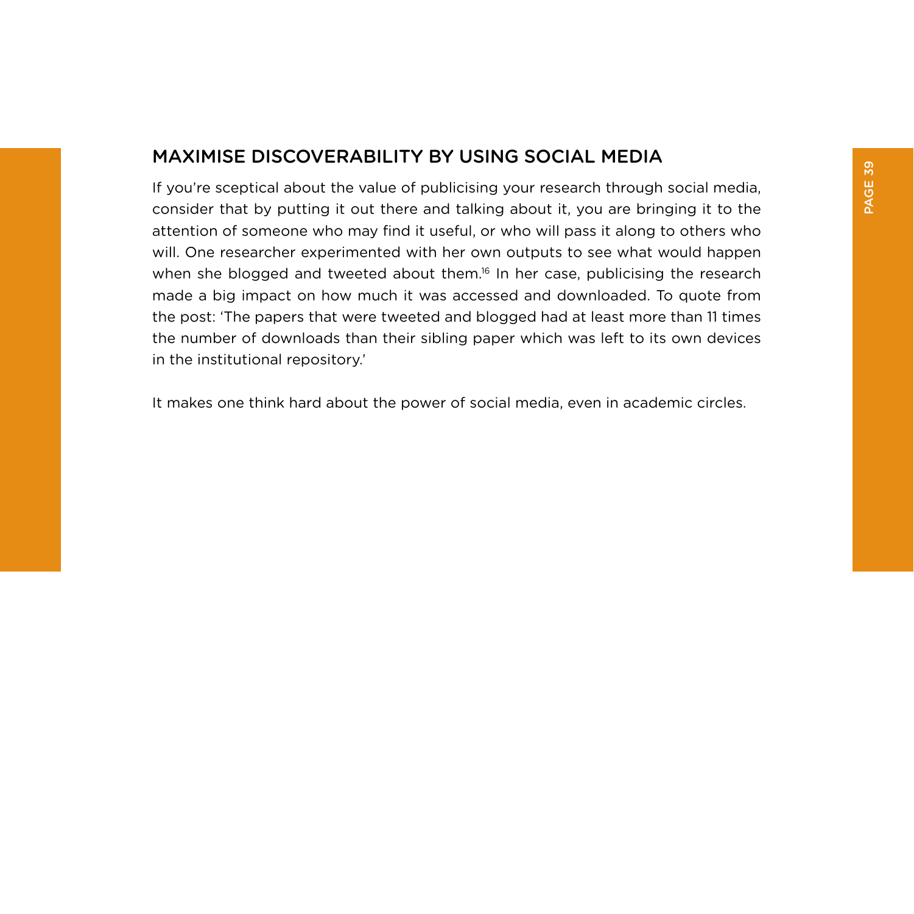## MAXIMISE DISCOVERABILITY BY USING SOCIAL MEDIA

If you're sceptical about the value of publicising your research through social media, consider that by putting it out there and talking about it, you are bringing it to the attention of someone who may find it useful, or who will pass it along to others who will. One researcher experimented with her own outputs to see what would happen when she blogged and tweeted about them.[16] In her case, publicising the research made a big impact on how much it was accessed and downloaded. To quote from the post: 'The papers that were tweeted and blogged had at least more than 11 times the number of downloads than their sibling paper which was left to its own devices in the institutional repository.'

It makes one think hard about the power of social media, even in academic circles.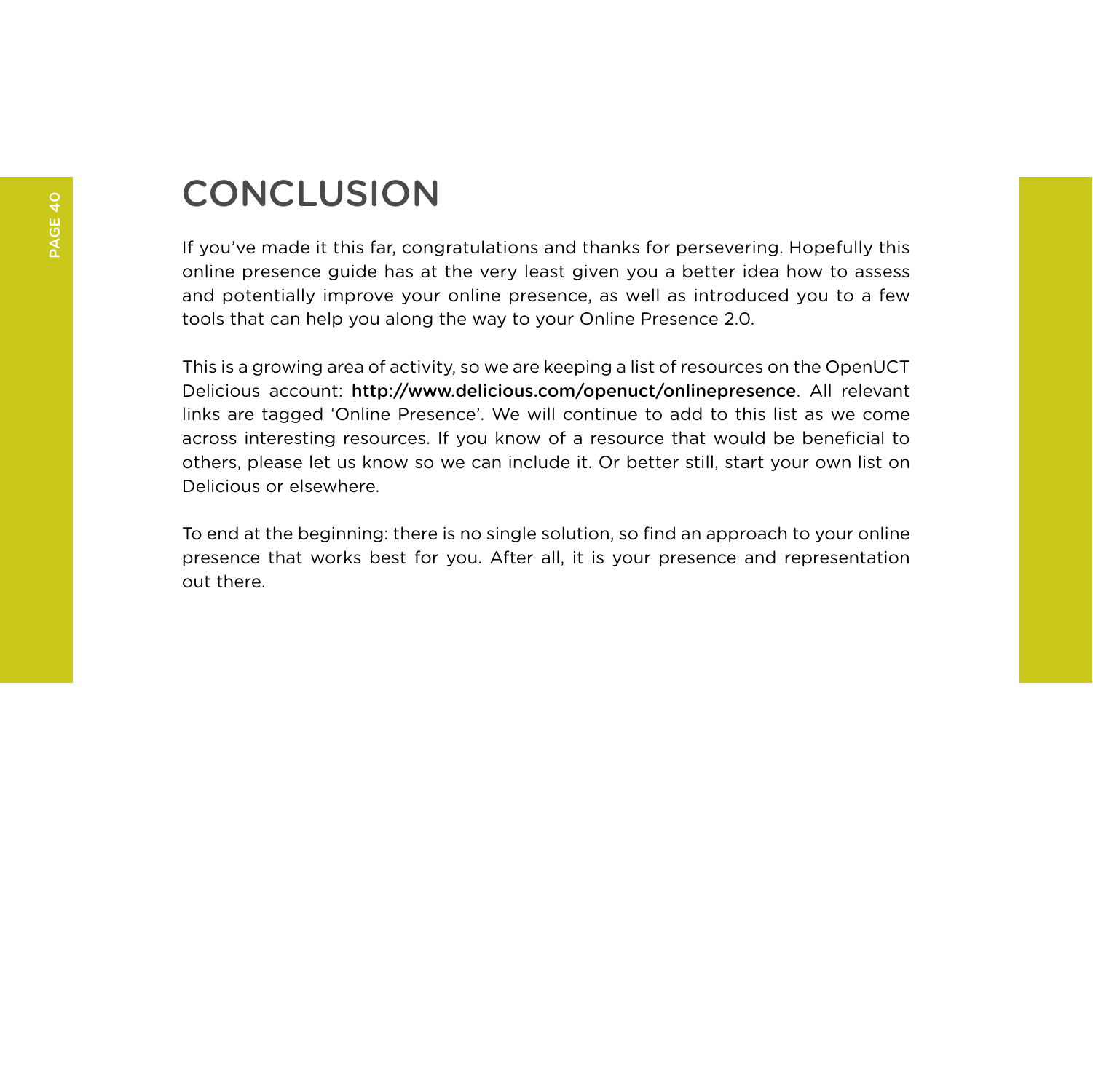# CONCLUSION

If you've made it this far, congratulations and thanks for persevering. Hopefully this online presence guide has at the very least given you a better idea how to assess and potentially improve your online presence, as well as introduced you to a few tools that can help you along the way to your Online Presence 2.0.

This is a growing area of activity, so we are keeping a list of resources on the OpenUCT Delicious account: **http://www.delicious.com/openuct/onlinepresence**. All relevant links are tagged 'Online Presence'. We will continue to add to this list as we come across interesting resources. If you know of a resource that would be beneficial to others, please let us know so we can include it. Or better still, start your own list on Delicious or elsewhere.

To end at the beginning: there is no single solution, so find an approach to your online presence that works best for you. After all, it is your presence and representation out there.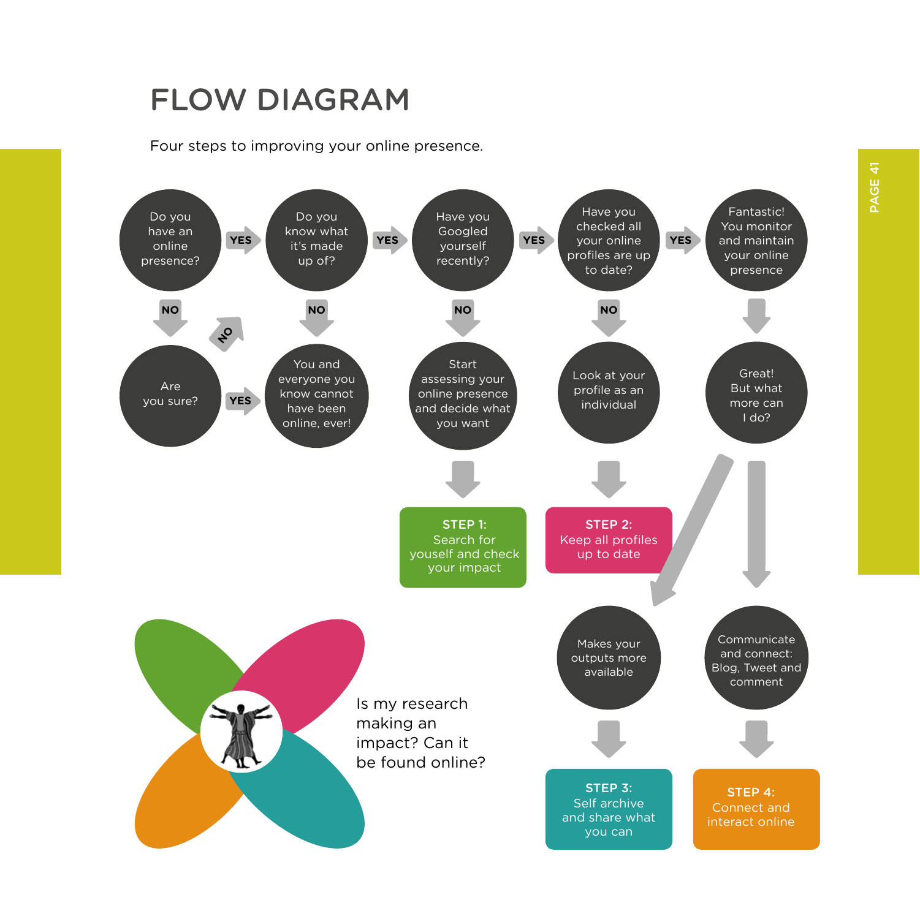# FLOW DIAGRAM

Four steps to improving your online presence.

Do you have an online presence? → YES → Do you know what it's made up of? → YES → Have you Googled yourself recently? → YES → Have you checked all your online profiles are up to date? → YES → Fantastic! You monitor and maintain your online presence

Do you have an online presence? → NO → Are you sure? → YES → You and everyone you know cannot have been online, ever!

Are you sure? → NO → Do you know what it's made up of?

Do you know what it's made up of? → NO → You and everyone you know cannot have been online, ever!

Have you Googled yourself recently? → NO → Start assessing your online presence and decide what you want → **STEP 1:** Search for youself and check your impact

Have you checked all your online profiles are up to date? → NO → Look at your profile as an individual → **STEP 2:** Keep all profiles up to date

Fantastic! You monitor and maintain your online presence → Great! But what more can I do?

Great! But what more can I do? → Makes your outputs more available → **STEP 3:** Self archive and share what you can

Great! But what more can I do? → Communicate and connect: Blog, Tweet and comment → **STEP 4:** Connect and interact online

Is my research making an impact? Can it be found online?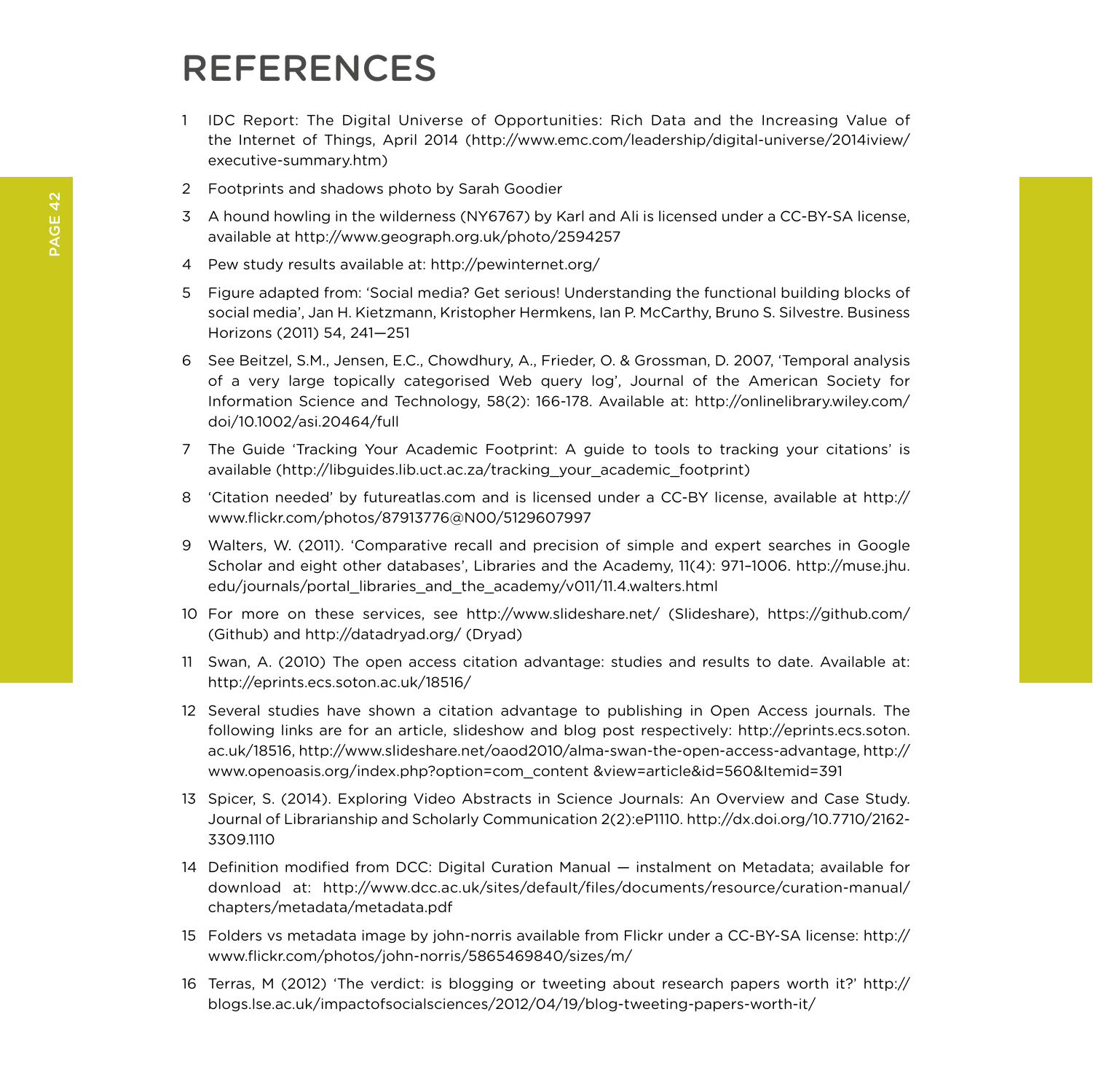# REFERENCES

1. IDC Report: The Digital Universe of Opportunities: Rich Data and the Increasing Value of the Internet of Things, April 2014 (http://www.emc.com/leadership/digital-universe/2014iview/executive-summary.htm)
2. Footprints and shadows photo by Sarah Goodier
3. A hound howling in the wilderness (NY6767) by Karl and Ali is licensed under a CC-BY-SA license, available at http://www.geograph.org.uk/photo/2594257
4. Pew study results available at: http://pewinternet.org/
5. Figure adapted from: 'Social media? Get serious! Understanding the functional building blocks of social media', Jan H. Kietzmann, Kristopher Hermkens, Ian P. McCarthy, Bruno S. Silvestre. Business Horizons (2011) 54, 241—251
6. See Beitzel, S.M., Jensen, E.C., Chowdhury, A., Frieder, O. & Grossman, D. 2007, 'Temporal analysis of a very large topically categorised Web query log', Journal of the American Society for Information Science and Technology, 58(2): 166-178. Available at: http://onlinelibrary.wiley.com/doi/10.1002/asi.20464/full
7. The Guide 'Tracking Your Academic Footprint: A guide to tools to tracking your citations' is available (http://libguides.lib.uct.ac.za/tracking_your_academic_footprint)
8. 'Citation needed' by futureatlas.com and is licensed under a CC-BY license, available at http://www.flickr.com/photos/87913776@N00/5129607997
9. Walters, W. (2011). 'Comparative recall and precision of simple and expert searches in Google Scholar and eight other databases', Libraries and the Academy, 11(4): 971–1006. http://muse.jhu.edu/journals/portal_libraries_and_the_academy/v011/11.4.walters.html
10. For more on these services, see http://www.slideshare.net/ (Slideshare), https://github.com/ (Github) and http://datadryad.org/ (Dryad)
11. Swan, A. (2010) The open access citation advantage: studies and results to date. Available at: http://eprints.ecs.soton.ac.uk/18516/
12. Several studies have shown a citation advantage to publishing in Open Access journals. The following links are for an article, slideshow and blog post respectively: http://eprints.ecs.soton.ac.uk/18516, http://www.slideshare.net/oaod2010/alma-swan-the-open-access-advantage, http://www.openoasis.org/index.php?option=com_content &view=article&id=560&Itemid=391
13. Spicer, S. (2014). Exploring Video Abstracts in Science Journals: An Overview and Case Study. Journal of Librarianship and Scholarly Communication 2(2):eP1110. http://dx.doi.org/10.7710/2162-3309.1110
14. Definition modified from DCC: Digital Curation Manual — instalment on Metadata; available for download at: http://www.dcc.ac.uk/sites/default/files/documents/resource/curation-manual/chapters/metadata/metadata.pdf
15. Folders vs metadata image by john-norris available from Flickr under a CC-BY-SA license: http://www.flickr.com/photos/john-norris/5865469840/sizes/m/
16. Terras, M (2012) 'The verdict: is blogging or tweeting about research papers worth it?' http://blogs.lse.ac.uk/impactofsocialsciences/2012/04/19/blog-tweeting-papers-worth-it/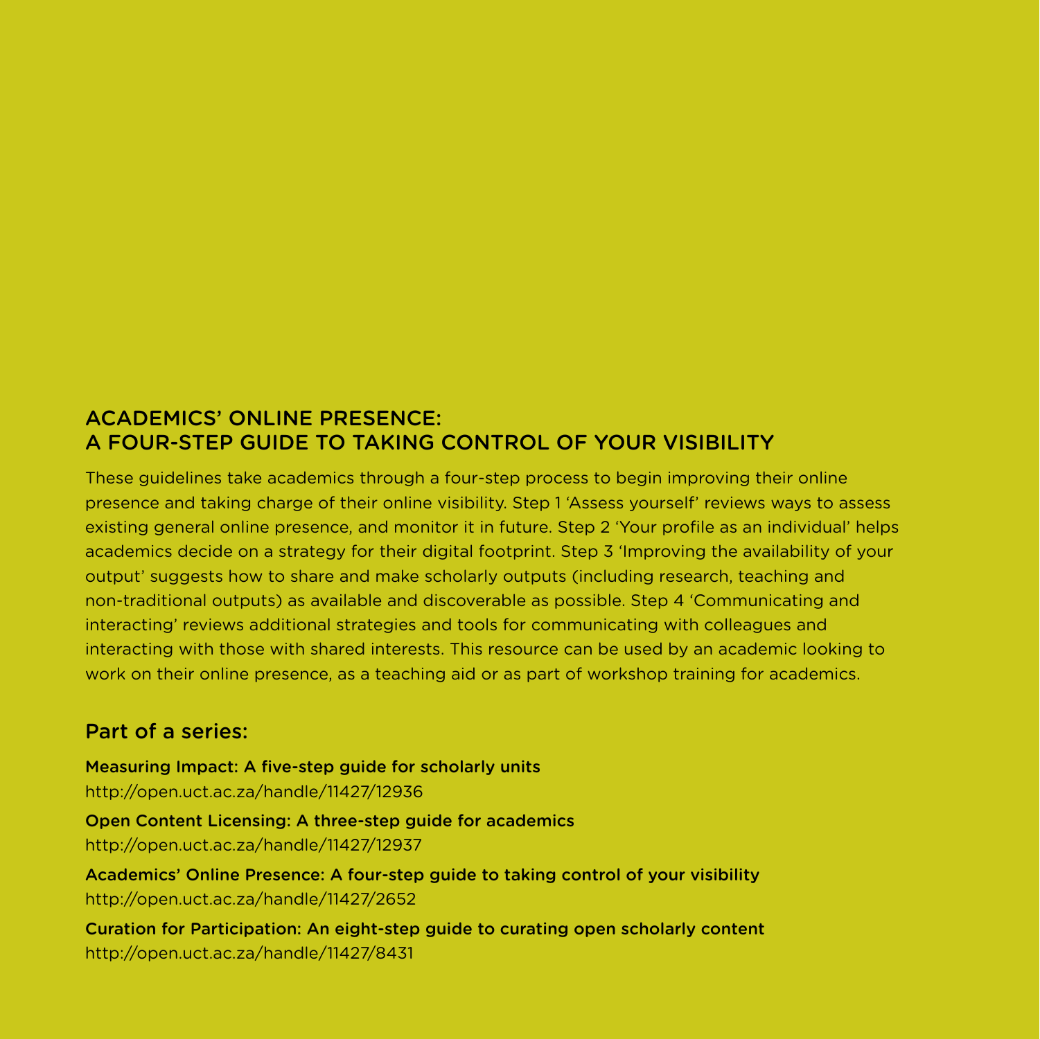## ACADEMICS' ONLINE PRESENCE: A FOUR-STEP GUIDE TO TAKING CONTROL OF YOUR VISIBILITY

These guidelines take academics through a four-step process to begin improving their online presence and taking charge of their online visibility. Step 1 'Assess yourself' reviews ways to assess existing general online presence, and monitor it in future. Step 2 'Your profile as an individual' helps academics decide on a strategy for their digital footprint. Step 3 'Improving the availability of your output' suggests how to share and make scholarly outputs (including research, teaching and non-traditional outputs) as available and discoverable as possible. Step 4 'Communicating and interacting' reviews additional strategies and tools for communicating with colleagues and interacting with those with shared interests. This resource can be used by an academic looking to work on their online presence, as a teaching aid or as part of workshop training for academics.

### Part of a series:

**Measuring Impact: A five-step guide for scholarly units**
http://open.uct.ac.za/handle/11427/12936

**Open Content Licensing: A three-step guide for academics**
http://open.uct.ac.za/handle/11427/12937

**Academics' Online Presence: A four-step guide to taking control of your visibility**
http://open.uct.ac.za/handle/11427/2652

**Curation for Participation: An eight-step guide to curating open scholarly content**
http://open.uct.ac.za/handle/11427/8431